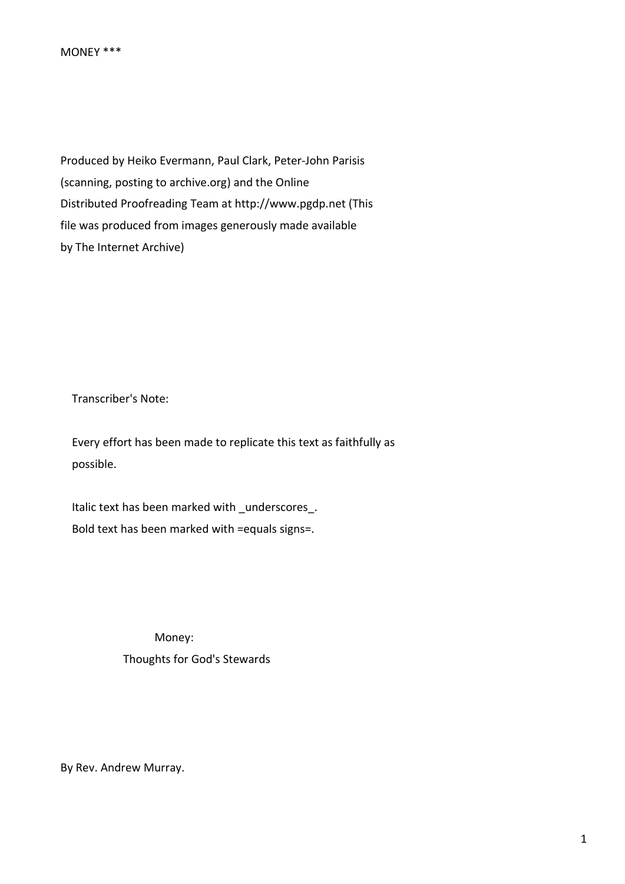MONEY ***

Produced by Heiko Evermann, Paul Clark, Peter-John Parisis
(scanning, posting to archive.org) and the Online
Distributed Proofreading Team at http://www.pgdp.net (This
file was produced from images generously made available
by The Internet Archive)

Transcriber's Note:

Every effort has been made to replicate this text as faithfully as possible.

Italic text has been marked with _underscores_.
Bold text has been marked with =equals signs=.

# Money:
## Thoughts for God's Stewards

By Rev. Andrew Murray.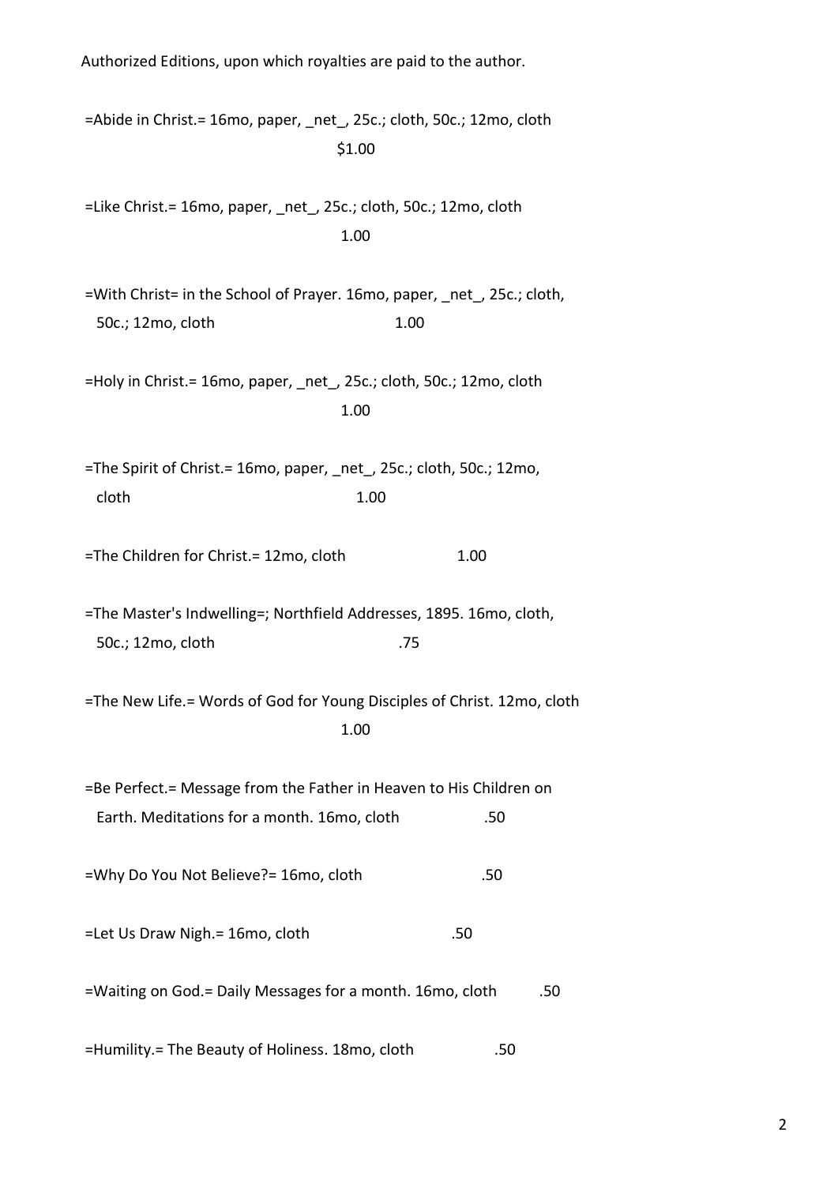Authorized Editions, upon which royalties are paid to the author.

=Abide in Christ.= 16mo, paper, _net_, 25c.; cloth, 50c.; 12mo, cloth $1.00

=Like Christ.= 16mo, paper, _net_, 25c.; cloth, 50c.; 12mo, cloth 1.00

=With Christ= in the School of Prayer. 16mo, paper, _net_, 25c.; cloth, 50c.; 12mo, cloth 1.00

=Holy in Christ.= 16mo, paper, _net_, 25c.; cloth, 50c.; 12mo, cloth 1.00

=The Spirit of Christ.= 16mo, paper, _net_, 25c.; cloth, 50c.; 12mo, cloth 1.00

=The Children for Christ.= 12mo, cloth 1.00

=The Master's Indwelling=; Northfield Addresses, 1895. 16mo, cloth, 50c.; 12mo, cloth .75

=The New Life.= Words of God for Young Disciples of Christ. 12mo, cloth 1.00

=Be Perfect.= Message from the Father in Heaven to His Children on Earth. Meditations for a month. 16mo, cloth .50

=Why Do You Not Believe?= 16mo, cloth .50

=Let Us Draw Nigh.= 16mo, cloth .50

=Waiting on God.= Daily Messages for a month. 16mo, cloth .50

=Humility.= The Beauty of Holiness. 18mo, cloth .50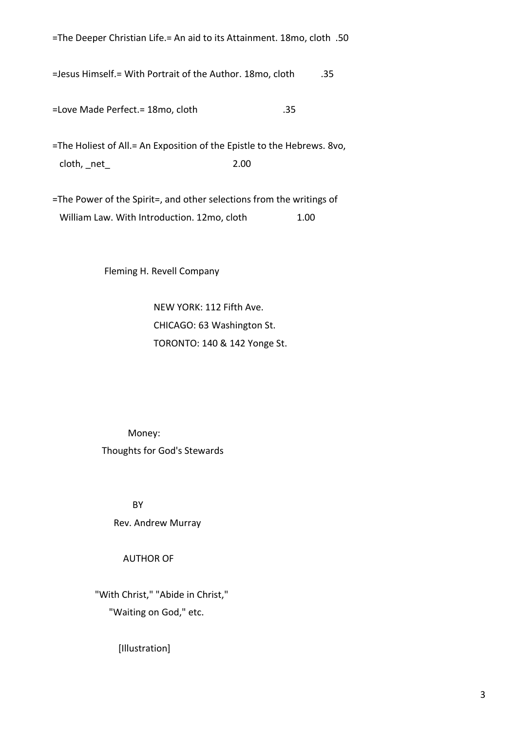=The Deeper Christian Life.= An aid to its Attainment. 18mo, cloth .50

=Jesus Himself.= With Portrait of the Author. 18mo, cloth .35

=Love Made Perfect.= 18mo, cloth .35

=The Holiest of All.= An Exposition of the Epistle to the Hebrews. 8vo, cloth, _net_ 2.00

=The Power of the Spirit=, and other selections from the writings of William Law. With Introduction. 12mo, cloth 1.00

Fleming H. Revell Company

NEW YORK: 112 Fifth Ave.
CHICAGO: 63 Washington St.
TORONTO: 140 & 142 Yonge St.

# Money:
## Thoughts for God's Stewards

BY

Rev. Andrew Murray

AUTHOR OF

"With Christ," "Abide in Christ,"
"Waiting on God," etc.

[Illustration]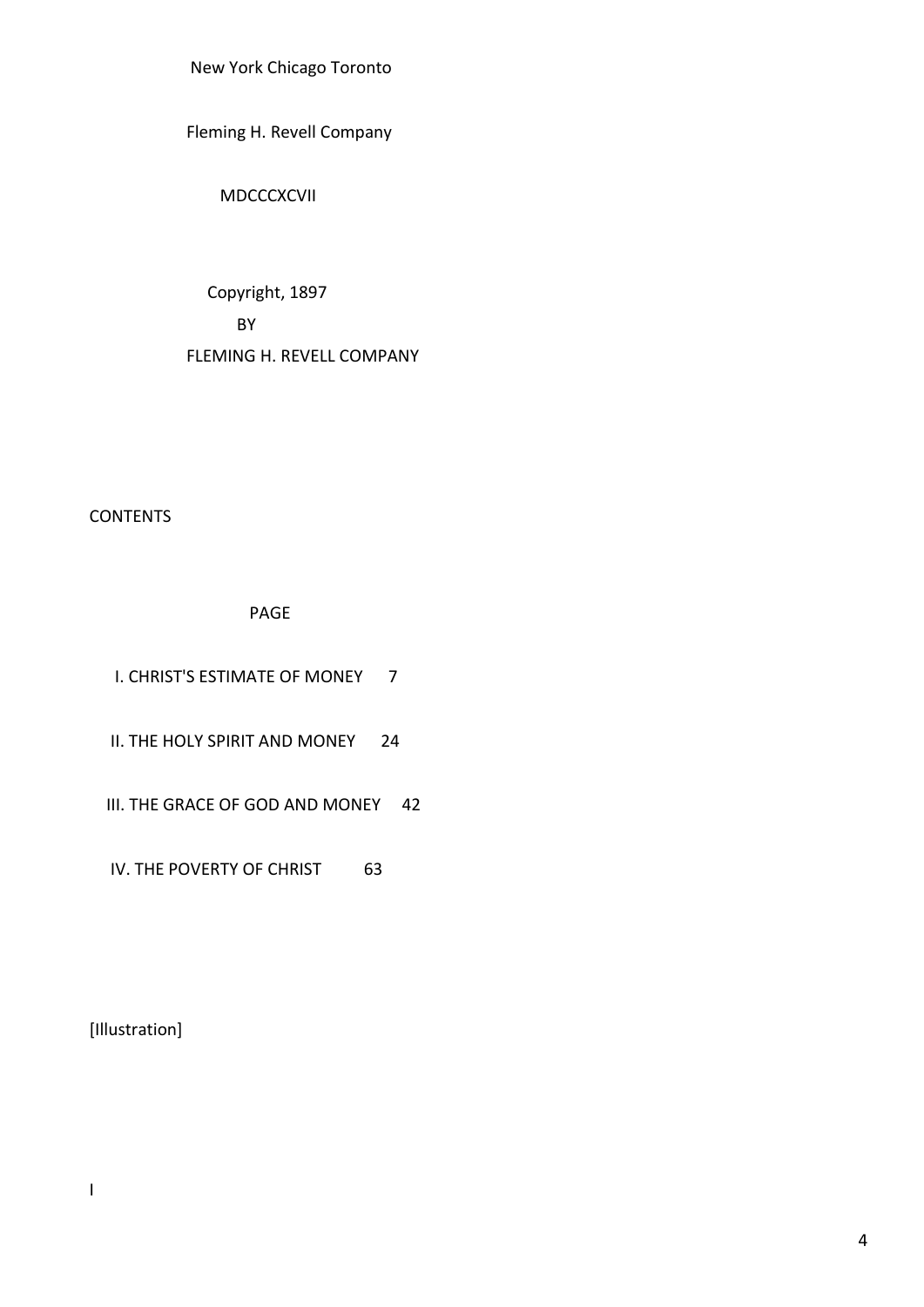New York Chicago Toronto

Fleming H. Revell Company

MDCCCXCVII

Copyright, 1897

BY

FLEMING H. REVELL COMPANY

## CONTENTS

| | PAGE |
|---|---|
| I. CHRIST'S ESTIMATE OF MONEY | 7 |
| II. THE HOLY SPIRIT AND MONEY | 24 |
| III. THE GRACE OF GOD AND MONEY | 42 |
| IV. THE POVERTY OF CHRIST | 63 |

[Illustration]

I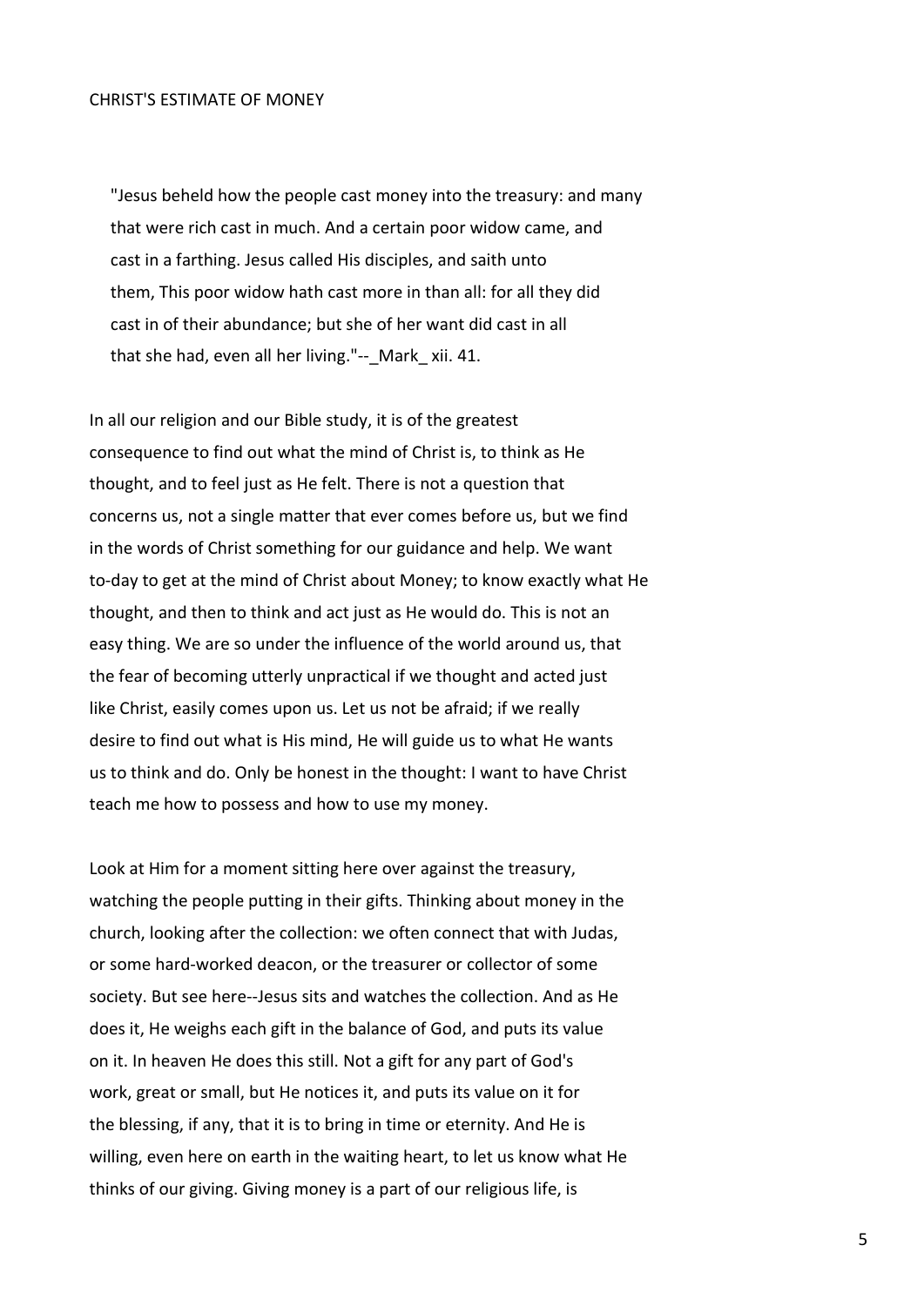## CHRIST'S ESTIMATE OF MONEY

> "Jesus beheld how the people cast money into the treasury: and many that were rich cast in much. And a certain poor widow came, and cast in a farthing. Jesus called His disciples, and saith unto them, This poor widow hath cast more in than all: for all they did cast in of their abundance; but she of her want did cast in all that she had, even all her living."--_Mark_ xii. 41.

In all our religion and our Bible study, it is of the greatest consequence to find out what the mind of Christ is, to think as He thought, and to feel just as He felt. There is not a question that concerns us, not a single matter that ever comes before us, but we find in the words of Christ something for our guidance and help. We want to-day to get at the mind of Christ about Money; to know exactly what He thought, and then to think and act just as He would do. This is not an easy thing. We are so under the influence of the world around us, that the fear of becoming utterly unpractical if we thought and acted just like Christ, easily comes upon us. Let us not be afraid; if we really desire to find out what is His mind, He will guide us to what He wants us to think and do. Only be honest in the thought: I want to have Christ teach me how to possess and how to use my money.

Look at Him for a moment sitting here over against the treasury, watching the people putting in their gifts. Thinking about money in the church, looking after the collection: we often connect that with Judas, or some hard-worked deacon, or the treasurer or collector of some society. But see here--Jesus sits and watches the collection. And as He does it, He weighs each gift in the balance of God, and puts its value on it. In heaven He does this still. Not a gift for any part of God's work, great or small, but He notices it, and puts its value on it for the blessing, if any, that it is to bring in time or eternity. And He is willing, even here on earth in the waiting heart, to let us know what He thinks of our giving. Giving money is a part of our religious life, is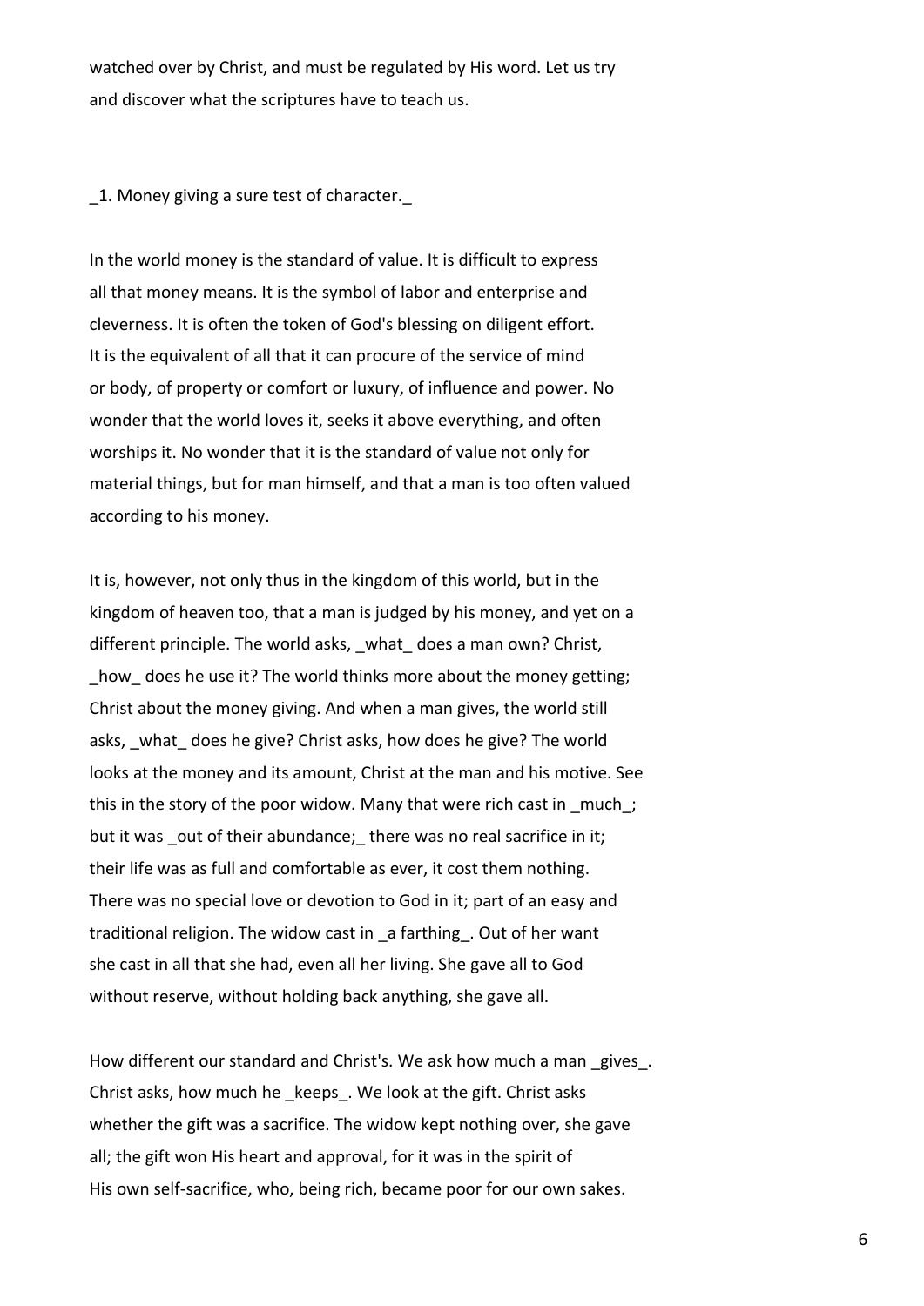watched over by Christ, and must be regulated by His word. Let us try and discover what the scriptures have to teach us.

_1. Money giving a sure test of character._

In the world money is the standard of value. It is difficult to express all that money means. It is the symbol of labor and enterprise and cleverness. It is often the token of God's blessing on diligent effort. It is the equivalent of all that it can procure of the service of mind or body, of property or comfort or luxury, of influence and power. No wonder that the world loves it, seeks it above everything, and often worships it. No wonder that it is the standard of value not only for material things, but for man himself, and that a man is too often valued according to his money.

It is, however, not only thus in the kingdom of this world, but in the kingdom of heaven too, that a man is judged by his money, and yet on a different principle. The world asks, _what_ does a man own? Christ, _how_ does he use it? The world thinks more about the money getting; Christ about the money giving. And when a man gives, the world still asks, _what_ does he give? Christ asks, how does he give? The world looks at the money and its amount, Christ at the man and his motive. See this in the story of the poor widow. Many that were rich cast in _much_; but it was _out of their abundance;_ there was no real sacrifice in it; their life was as full and comfortable as ever, it cost them nothing. There was no special love or devotion to God in it; part of an easy and traditional religion. The widow cast in _a farthing_. Out of her want she cast in all that she had, even all her living. She gave all to God without reserve, without holding back anything, she gave all.

How different our standard and Christ's. We ask how much a man _gives_. Christ asks, how much he _keeps_. We look at the gift. Christ asks whether the gift was a sacrifice. The widow kept nothing over, she gave all; the gift won His heart and approval, for it was in the spirit of His own self-sacrifice, who, being rich, became poor for our own sakes.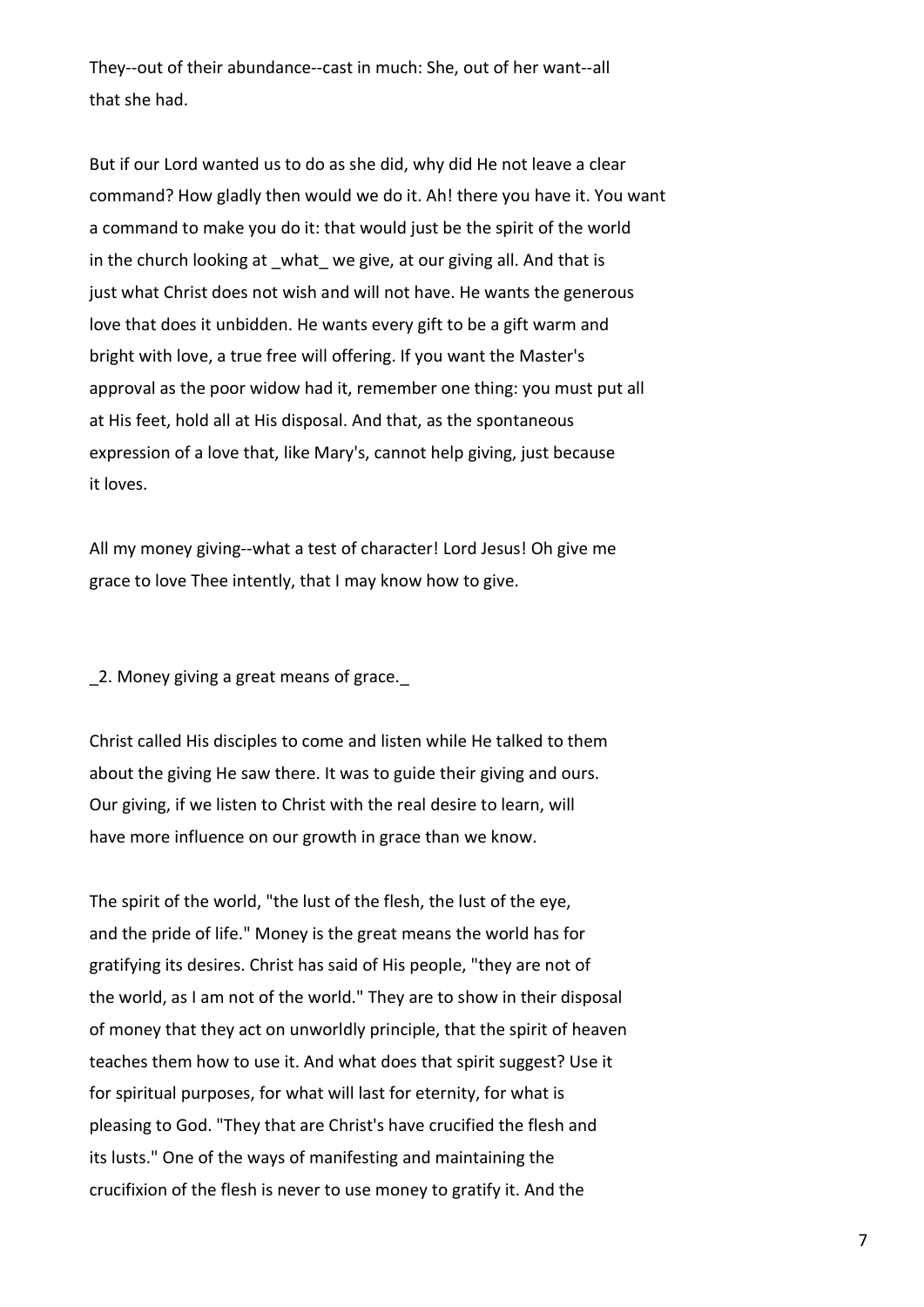They--out of their abundance--cast in much: She, out of her want--all that she had.

But if our Lord wanted us to do as she did, why did He not leave a clear command? How gladly then would we do it. Ah! there you have it. You want a command to make you do it: that would just be the spirit of the world in the church looking at _what_ we give, at our giving all. And that is just what Christ does not wish and will not have. He wants the generous love that does it unbidden. He wants every gift to be a gift warm and bright with love, a true free will offering. If you want the Master's approval as the poor widow had it, remember one thing: you must put all at His feet, hold all at His disposal. And that, as the spontaneous expression of a love that, like Mary's, cannot help giving, just because it loves.

All my money giving--what a test of character! Lord Jesus! Oh give me grace to love Thee intently, that I may know how to give.

_2. Money giving a great means of grace._

Christ called His disciples to come and listen while He talked to them about the giving He saw there. It was to guide their giving and ours. Our giving, if we listen to Christ with the real desire to learn, will have more influence on our growth in grace than we know.

The spirit of the world, "the lust of the flesh, the lust of the eye, and the pride of life." Money is the great means the world has for gratifying its desires. Christ has said of His people, "they are not of the world, as I am not of the world." They are to show in their disposal of money that they act on unworldly principle, that the spirit of heaven teaches them how to use it. And what does that spirit suggest? Use it for spiritual purposes, for what will last for eternity, for what is pleasing to God. "They that are Christ's have crucified the flesh and its lusts." One of the ways of manifesting and maintaining the crucifixion of the flesh is never to use money to gratify it. And the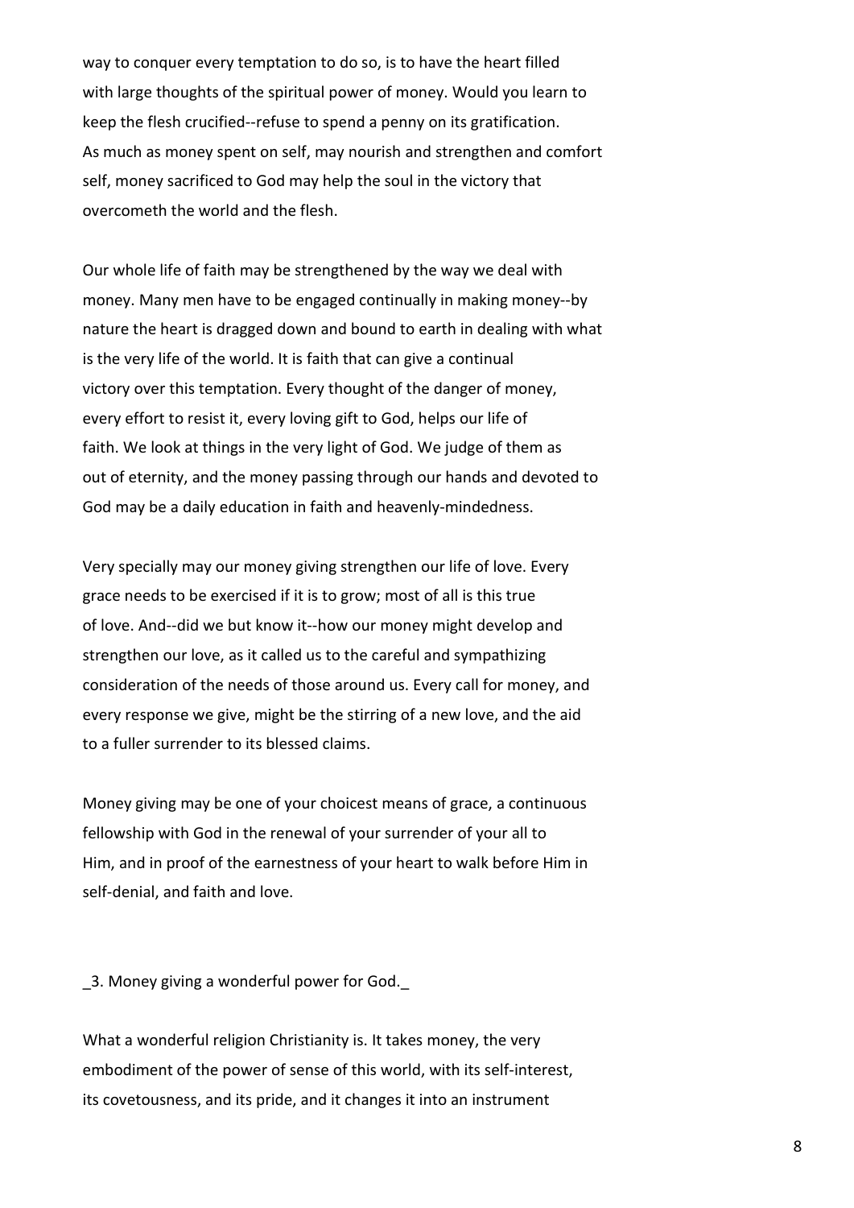way to conquer every temptation to do so, is to have the heart filled with large thoughts of the spiritual power of money. Would you learn to keep the flesh crucified--refuse to spend a penny on its gratification. As much as money spent on self, may nourish and strengthen and comfort self, money sacrificed to God may help the soul in the victory that overcometh the world and the flesh.

Our whole life of faith may be strengthened by the way we deal with money. Many men have to be engaged continually in making money--by nature the heart is dragged down and bound to earth in dealing with what is the very life of the world. It is faith that can give a continual victory over this temptation. Every thought of the danger of money, every effort to resist it, every loving gift to God, helps our life of faith. We look at things in the very light of God. We judge of them as out of eternity, and the money passing through our hands and devoted to God may be a daily education in faith and heavenly-mindedness.

Very specially may our money giving strengthen our life of love. Every grace needs to be exercised if it is to grow; most of all is this true of love. And--did we but know it--how our money might develop and strengthen our love, as it called us to the careful and sympathizing consideration of the needs of those around us. Every call for money, and every response we give, might be the stirring of a new love, and the aid to a fuller surrender to its blessed claims.

Money giving may be one of your choicest means of grace, a continuous fellowship with God in the renewal of your surrender of your all to Him, and in proof of the earnestness of your heart to walk before Him in self-denial, and faith and love.

_3. Money giving a wonderful power for God._

What a wonderful religion Christianity is. It takes money, the very embodiment of the power of sense of this world, with its self-interest, its covetousness, and its pride, and it changes it into an instrument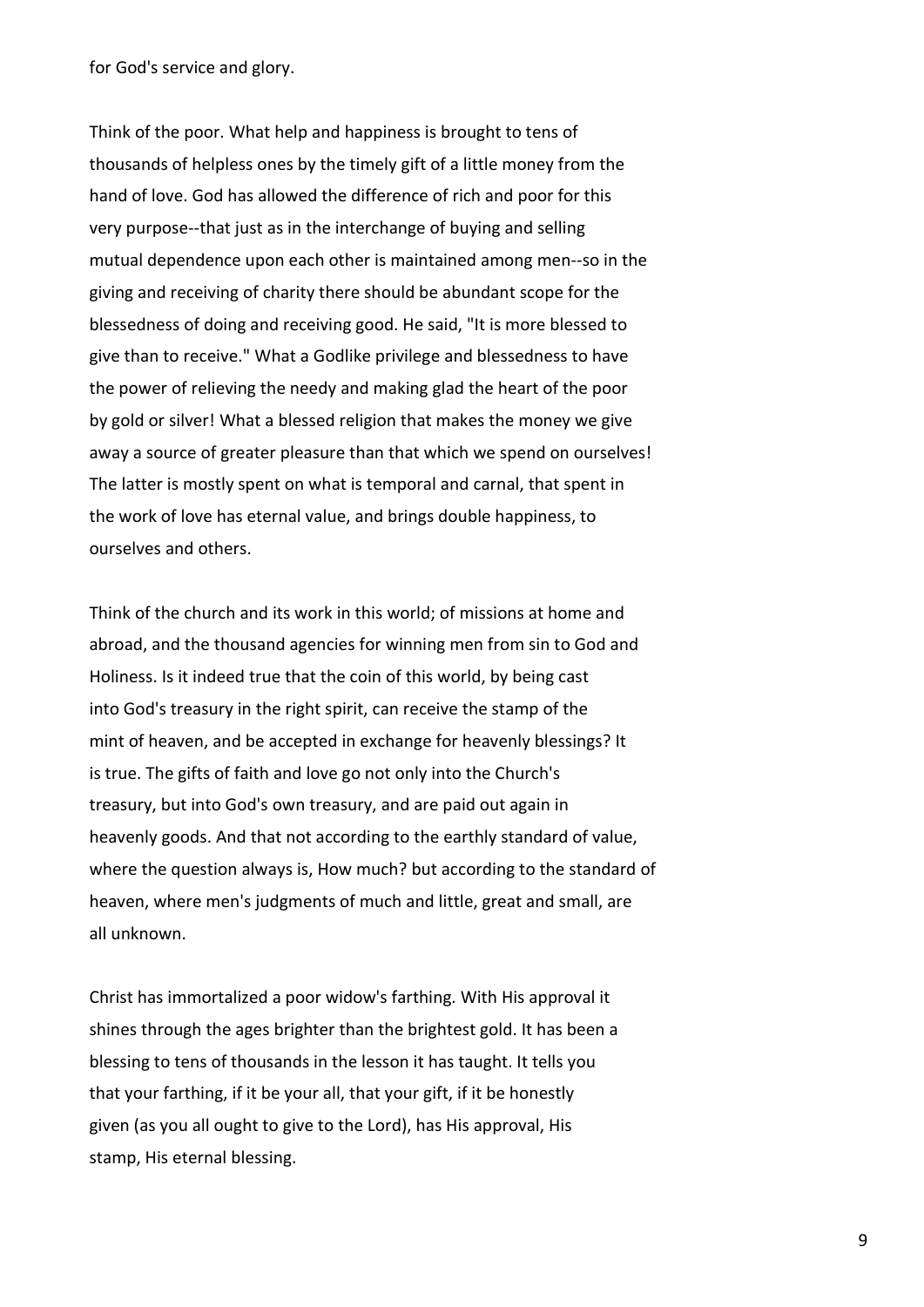for God's service and glory.

Think of the poor. What help and happiness is brought to tens of thousands of helpless ones by the timely gift of a little money from the hand of love. God has allowed the difference of rich and poor for this very purpose--that just as in the interchange of buying and selling mutual dependence upon each other is maintained among men--so in the giving and receiving of charity there should be abundant scope for the blessedness of doing and receiving good. He said, "It is more blessed to give than to receive." What a Godlike privilege and blessedness to have the power of relieving the needy and making glad the heart of the poor by gold or silver! What a blessed religion that makes the money we give away a source of greater pleasure than that which we spend on ourselves! The latter is mostly spent on what is temporal and carnal, that spent in the work of love has eternal value, and brings double happiness, to ourselves and others.

Think of the church and its work in this world; of missions at home and abroad, and the thousand agencies for winning men from sin to God and Holiness. Is it indeed true that the coin of this world, by being cast into God's treasury in the right spirit, can receive the stamp of the mint of heaven, and be accepted in exchange for heavenly blessings? It is true. The gifts of faith and love go not only into the Church's treasury, but into God's own treasury, and are paid out again in heavenly goods. And that not according to the earthly standard of value, where the question always is, How much? but according to the standard of heaven, where men's judgments of much and little, great and small, are all unknown.

Christ has immortalized a poor widow's farthing. With His approval it shines through the ages brighter than the brightest gold. It has been a blessing to tens of thousands in the lesson it has taught. It tells you that your farthing, if it be your all, that your gift, if it be honestly given (as you all ought to give to the Lord), has His approval, His stamp, His eternal blessing.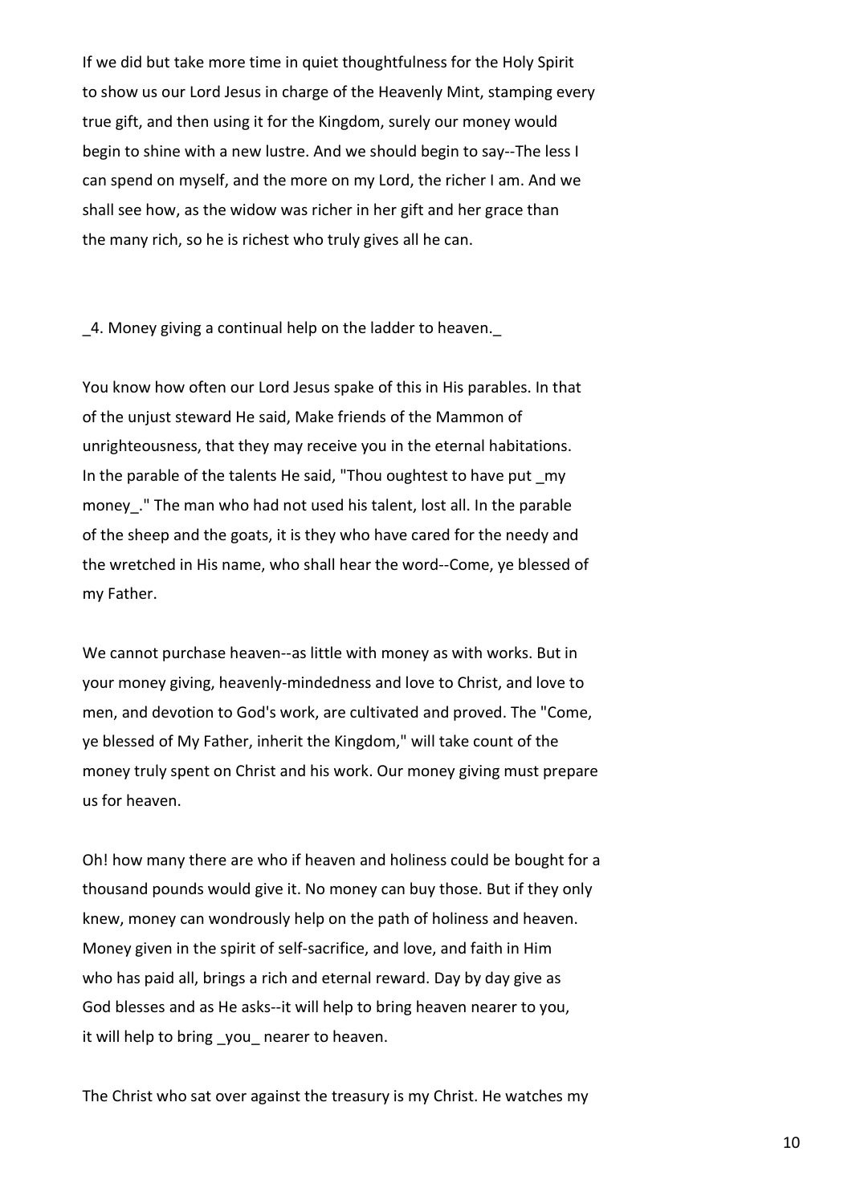If we did but take more time in quiet thoughtfulness for the Holy Spirit to show us our Lord Jesus in charge of the Heavenly Mint, stamping every true gift, and then using it for the Kingdom, surely our money would begin to shine with a new lustre. And we should begin to say--The less I can spend on myself, and the more on my Lord, the richer I am. And we shall see how, as the widow was richer in her gift and her grace than the many rich, so he is richest who truly gives all he can.

_4. Money giving a continual help on the ladder to heaven._

You know how often our Lord Jesus spake of this in His parables. In that of the unjust steward He said, Make friends of the Mammon of unrighteousness, that they may receive you in the eternal habitations. In the parable of the talents He said, "Thou oughtest to have put _my money_." The man who had not used his talent, lost all. In the parable of the sheep and the goats, it is they who have cared for the needy and the wretched in His name, who shall hear the word--Come, ye blessed of my Father.

We cannot purchase heaven--as little with money as with works. But in your money giving, heavenly-mindedness and love to Christ, and love to men, and devotion to God's work, are cultivated and proved. The "Come, ye blessed of My Father, inherit the Kingdom," will take count of the money truly spent on Christ and his work. Our money giving must prepare us for heaven.

Oh! how many there are who if heaven and holiness could be bought for a thousand pounds would give it. No money can buy those. But if they only knew, money can wondrously help on the path of holiness and heaven. Money given in the spirit of self-sacrifice, and love, and faith in Him who has paid all, brings a rich and eternal reward. Day by day give as God blesses and as He asks--it will help to bring heaven nearer to you, it will help to bring _you_ nearer to heaven.

The Christ who sat over against the treasury is my Christ. He watches my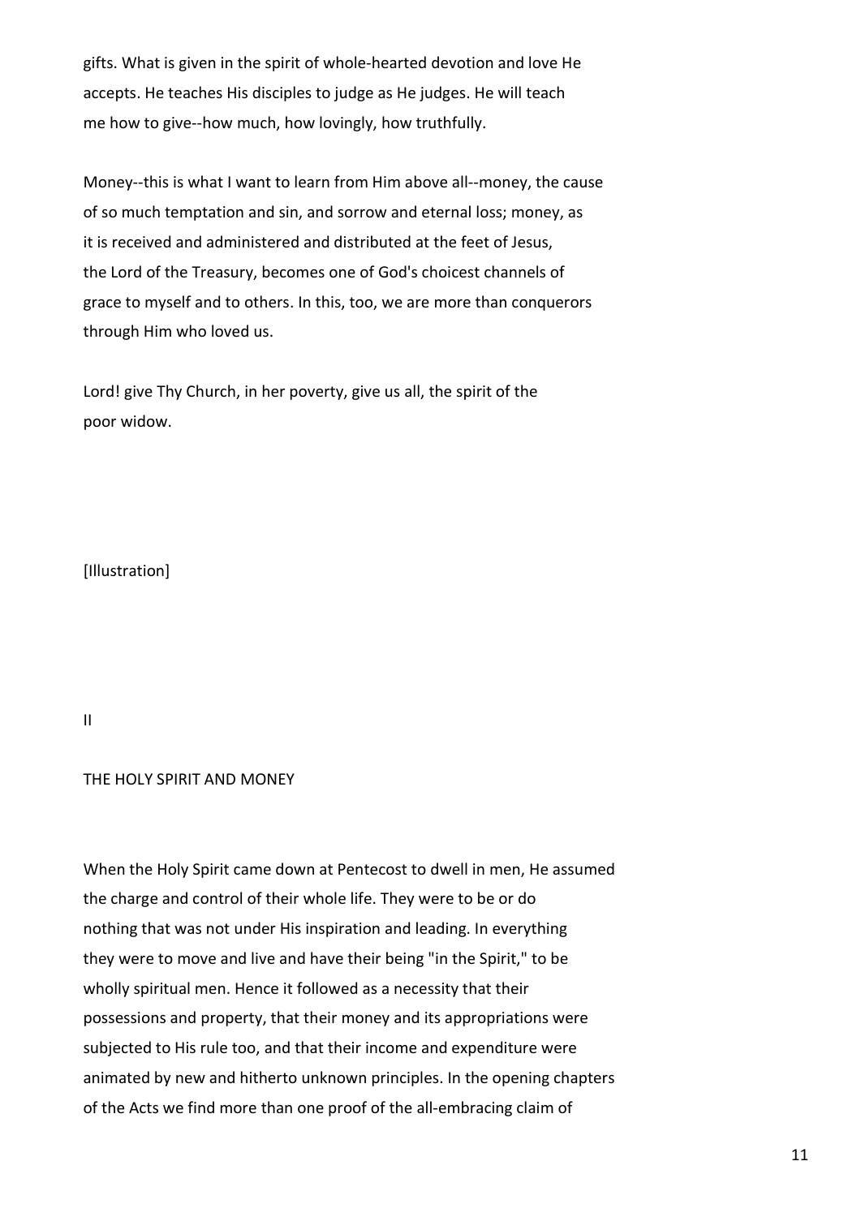gifts. What is given in the spirit of whole-hearted devotion and love He accepts. He teaches His disciples to judge as He judges. He will teach me how to give--how much, how lovingly, how truthfully.

Money--this is what I want to learn from Him above all--money, the cause of so much temptation and sin, and sorrow and eternal loss; money, as it is received and administered and distributed at the feet of Jesus, the Lord of the Treasury, becomes one of God's choicest channels of grace to myself and to others. In this, too, we are more than conquerors through Him who loved us.

Lord! give Thy Church, in her poverty, give us all, the spirit of the poor widow.

[Illustration]

## II

## THE HOLY SPIRIT AND MONEY

When the Holy Spirit came down at Pentecost to dwell in men, He assumed the charge and control of their whole life. They were to be or do nothing that was not under His inspiration and leading. In everything they were to move and live and have their being "in the Spirit," to be wholly spiritual men. Hence it followed as a necessity that their possessions and property, that their money and its appropriations were subjected to His rule too, and that their income and expenditure were animated by new and hitherto unknown principles. In the opening chapters of the Acts we find more than one proof of the all-embracing claim of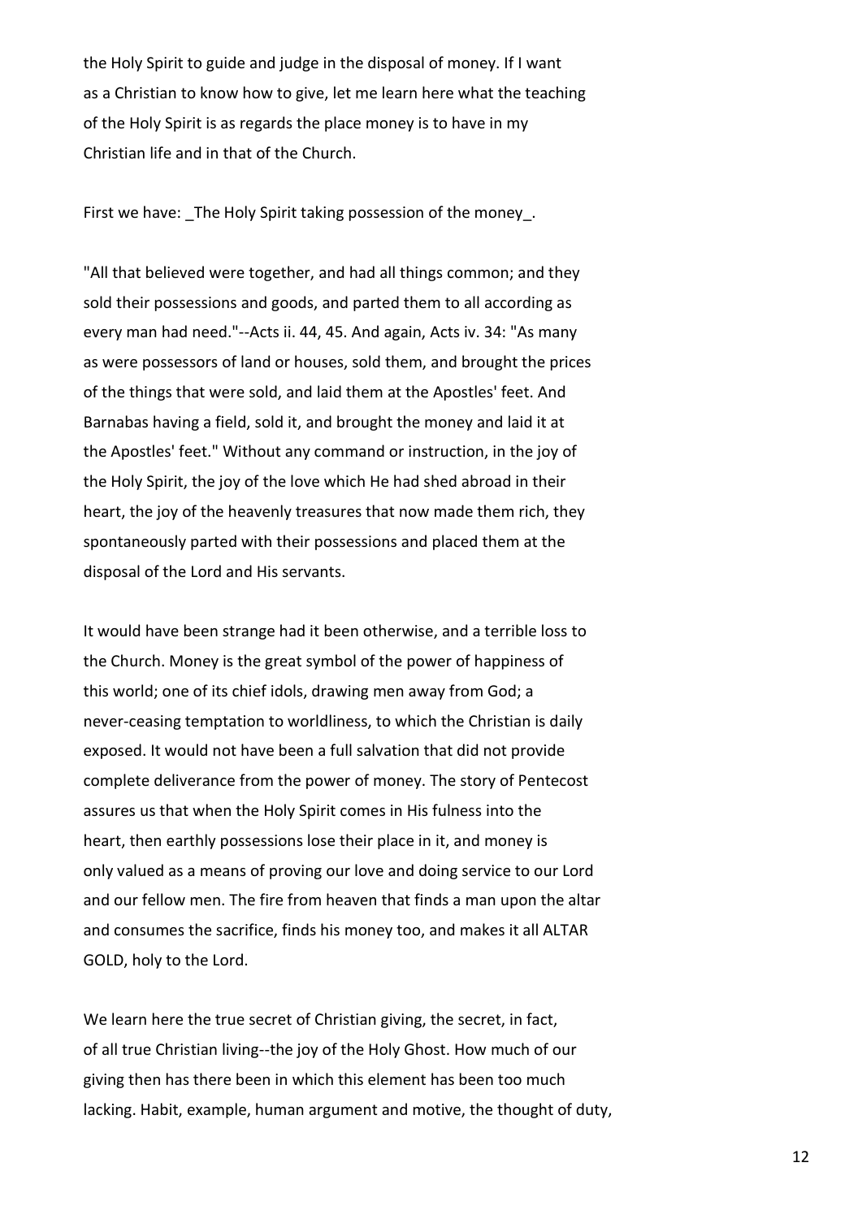the Holy Spirit to guide and judge in the disposal of money. If I want as a Christian to know how to give, let me learn here what the teaching of the Holy Spirit is as regards the place money is to have in my Christian life and in that of the Church.

First we have: _The Holy Spirit taking possession of the money_.

"All that believed were together, and had all things common; and they sold their possessions and goods, and parted them to all according as every man had need."--Acts ii. 44, 45. And again, Acts iv. 34: "As many as were possessors of land or houses, sold them, and brought the prices of the things that were sold, and laid them at the Apostles' feet. And Barnabas having a field, sold it, and brought the money and laid it at the Apostles' feet." Without any command or instruction, in the joy of the Holy Spirit, the joy of the love which He had shed abroad in their heart, the joy of the heavenly treasures that now made them rich, they spontaneously parted with their possessions and placed them at the disposal of the Lord and His servants.

It would have been strange had it been otherwise, and a terrible loss to the Church. Money is the great symbol of the power of happiness of this world; one of its chief idols, drawing men away from God; a never-ceasing temptation to worldliness, to which the Christian is daily exposed. It would not have been a full salvation that did not provide complete deliverance from the power of money. The story of Pentecost assures us that when the Holy Spirit comes in His fulness into the heart, then earthly possessions lose their place in it, and money is only valued as a means of proving our love and doing service to our Lord and our fellow men. The fire from heaven that finds a man upon the altar and consumes the sacrifice, finds his money too, and makes it all ALTAR GOLD, holy to the Lord.

We learn here the true secret of Christian giving, the secret, in fact, of all true Christian living--the joy of the Holy Ghost. How much of our giving then has there been in which this element has been too much lacking. Habit, example, human argument and motive, the thought of duty,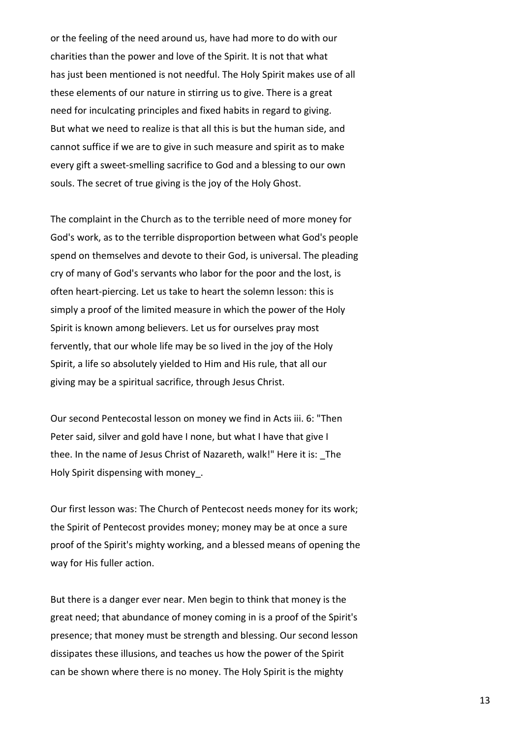or the feeling of the need around us, have had more to do with our charities than the power and love of the Spirit. It is not that what has just been mentioned is not needful. The Holy Spirit makes use of all these elements of our nature in stirring us to give. There is a great need for inculcating principles and fixed habits in regard to giving. But what we need to realize is that all this is but the human side, and cannot suffice if we are to give in such measure and spirit as to make every gift a sweet-smelling sacrifice to God and a blessing to our own souls. The secret of true giving is the joy of the Holy Ghost.

The complaint in the Church as to the terrible need of more money for God's work, as to the terrible disproportion between what God's people spend on themselves and devote to their God, is universal. The pleading cry of many of God's servants who labor for the poor and the lost, is often heart-piercing. Let us take to heart the solemn lesson: this is simply a proof of the limited measure in which the power of the Holy Spirit is known among believers. Let us for ourselves pray most fervently, that our whole life may be so lived in the joy of the Holy Spirit, a life so absolutely yielded to Him and His rule, that all our giving may be a spiritual sacrifice, through Jesus Christ.

Our second Pentecostal lesson on money we find in Acts iii. 6: "Then Peter said, silver and gold have I none, but what I have that give I thee. In the name of Jesus Christ of Nazareth, walk!" Here it is: _The Holy Spirit dispensing with money_.

Our first lesson was: The Church of Pentecost needs money for its work; the Spirit of Pentecost provides money; money may be at once a sure proof of the Spirit's mighty working, and a blessed means of opening the way for His fuller action.

But there is a danger ever near. Men begin to think that money is the great need; that abundance of money coming in is a proof of the Spirit's presence; that money must be strength and blessing. Our second lesson dissipates these illusions, and teaches us how the power of the Spirit can be shown where there is no money. The Holy Spirit is the mighty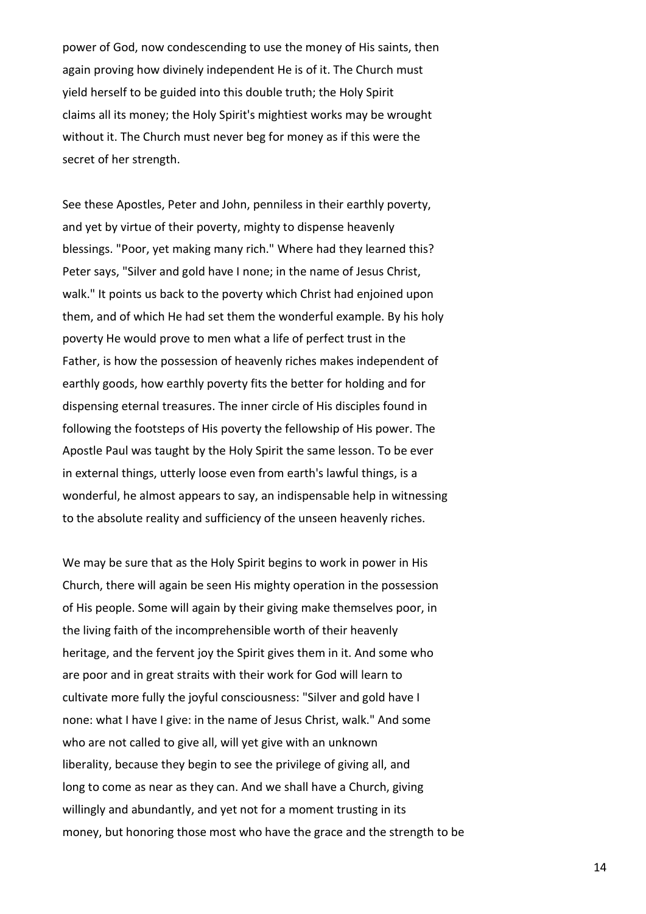power of God, now condescending to use the money of His saints, then again proving how divinely independent He is of it. The Church must yield herself to be guided into this double truth; the Holy Spirit claims all its money; the Holy Spirit's mightiest works may be wrought without it. The Church must never beg for money as if this were the secret of her strength.

See these Apostles, Peter and John, penniless in their earthly poverty, and yet by virtue of their poverty, mighty to dispense heavenly blessings. "Poor, yet making many rich." Where had they learned this? Peter says, "Silver and gold have I none; in the name of Jesus Christ, walk." It points us back to the poverty which Christ had enjoined upon them, and of which He had set them the wonderful example. By his holy poverty He would prove to men what a life of perfect trust in the Father, is how the possession of heavenly riches makes independent of earthly goods, how earthly poverty fits the better for holding and for dispensing eternal treasures. The inner circle of His disciples found in following the footsteps of His poverty the fellowship of His power. The Apostle Paul was taught by the Holy Spirit the same lesson. To be ever in external things, utterly loose even from earth's lawful things, is a wonderful, he almost appears to say, an indispensable help in witnessing to the absolute reality and sufficiency of the unseen heavenly riches.

We may be sure that as the Holy Spirit begins to work in power in His Church, there will again be seen His mighty operation in the possession of His people. Some will again by their giving make themselves poor, in the living faith of the incomprehensible worth of their heavenly heritage, and the fervent joy the Spirit gives them in it. And some who are poor and in great straits with their work for God will learn to cultivate more fully the joyful consciousness: "Silver and gold have I none: what I have I give: in the name of Jesus Christ, walk." And some who are not called to give all, will yet give with an unknown liberality, because they begin to see the privilege of giving all, and long to come as near as they can. And we shall have a Church, giving willingly and abundantly, and yet not for a moment trusting in its money, but honoring those most who have the grace and the strength to be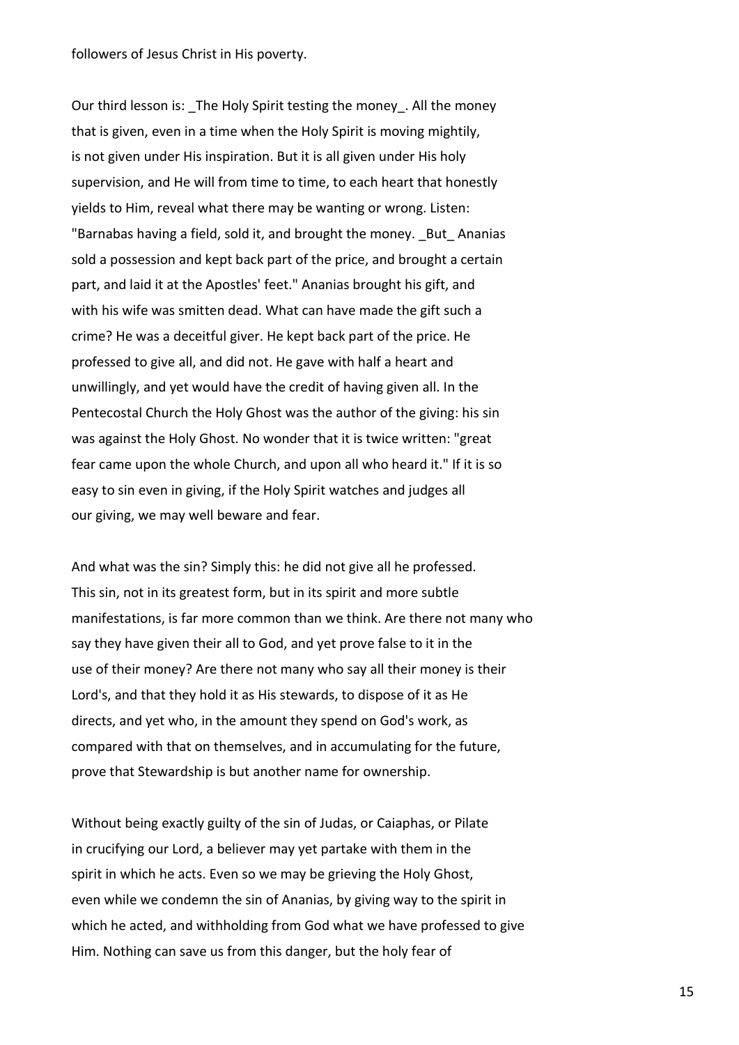followers of Jesus Christ in His poverty.

Our third lesson is: _The Holy Spirit testing the money_. All the money that is given, even in a time when the Holy Spirit is moving mightily, is not given under His inspiration. But it is all given under His holy supervision, and He will from time to time, to each heart that honestly yields to Him, reveal what there may be wanting or wrong. Listen: "Barnabas having a field, sold it, and brought the money. _But_ Ananias sold a possession and kept back part of the price, and brought a certain part, and laid it at the Apostles' feet." Ananias brought his gift, and with his wife was smitten dead. What can have made the gift such a crime? He was a deceitful giver. He kept back part of the price. He professed to give all, and did not. He gave with half a heart and unwillingly, and yet would have the credit of having given all. In the Pentecostal Church the Holy Ghost was the author of the giving: his sin was against the Holy Ghost. No wonder that it is twice written: "great fear came upon the whole Church, and upon all who heard it." If it is so easy to sin even in giving, if the Holy Spirit watches and judges all our giving, we may well beware and fear.

And what was the sin? Simply this: he did not give all he professed. This sin, not in its greatest form, but in its spirit and more subtle manifestations, is far more common than we think. Are there not many who say they have given their all to God, and yet prove false to it in the use of their money? Are there not many who say all their money is their Lord's, and that they hold it as His stewards, to dispose of it as He directs, and yet who, in the amount they spend on God's work, as compared with that on themselves, and in accumulating for the future, prove that Stewardship is but another name for ownership.

Without being exactly guilty of the sin of Judas, or Caiaphas, or Pilate in crucifying our Lord, a believer may yet partake with them in the spirit in which he acts. Even so we may be grieving the Holy Ghost, even while we condemn the sin of Ananias, by giving way to the spirit in which he acted, and withholding from God what we have professed to give Him. Nothing can save us from this danger, but the holy fear of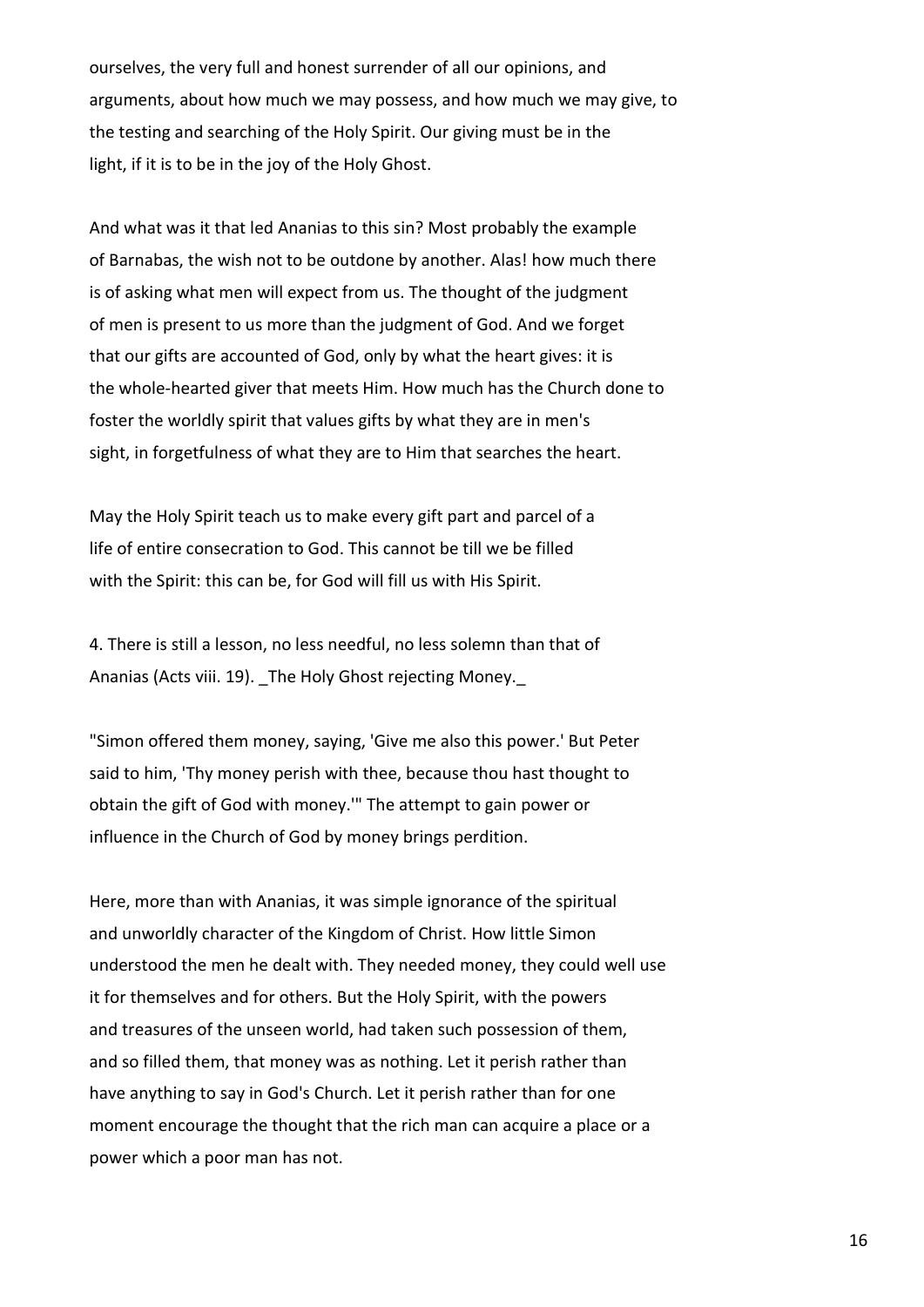ourselves, the very full and honest surrender of all our opinions, and arguments, about how much we may possess, and how much we may give, to the testing and searching of the Holy Spirit. Our giving must be in the light, if it is to be in the joy of the Holy Ghost.

And what was it that led Ananias to this sin? Most probably the example of Barnabas, the wish not to be outdone by another. Alas! how much there is of asking what men will expect from us. The thought of the judgment of men is present to us more than the judgment of God. And we forget that our gifts are accounted of God, only by what the heart gives: it is the whole-hearted giver that meets Him. How much has the Church done to foster the worldly spirit that values gifts by what they are in men's sight, in forgetfulness of what they are to Him that searches the heart.

May the Holy Spirit teach us to make every gift part and parcel of a life of entire consecration to God. This cannot be till we be filled with the Spirit: this can be, for God will fill us with His Spirit.

4. There is still a lesson, no less needful, no less solemn than that of Ananias (Acts viii. 19). _The Holy Ghost rejecting Money._

"Simon offered them money, saying, 'Give me also this power.' But Peter said to him, 'Thy money perish with thee, because thou hast thought to obtain the gift of God with money.'" The attempt to gain power or influence in the Church of God by money brings perdition.

Here, more than with Ananias, it was simple ignorance of the spiritual and unworldly character of the Kingdom of Christ. How little Simon understood the men he dealt with. They needed money, they could well use it for themselves and for others. But the Holy Spirit, with the powers and treasures of the unseen world, had taken such possession of them, and so filled them, that money was as nothing. Let it perish rather than have anything to say in God's Church. Let it perish rather than for one moment encourage the thought that the rich man can acquire a place or a power which a poor man has not.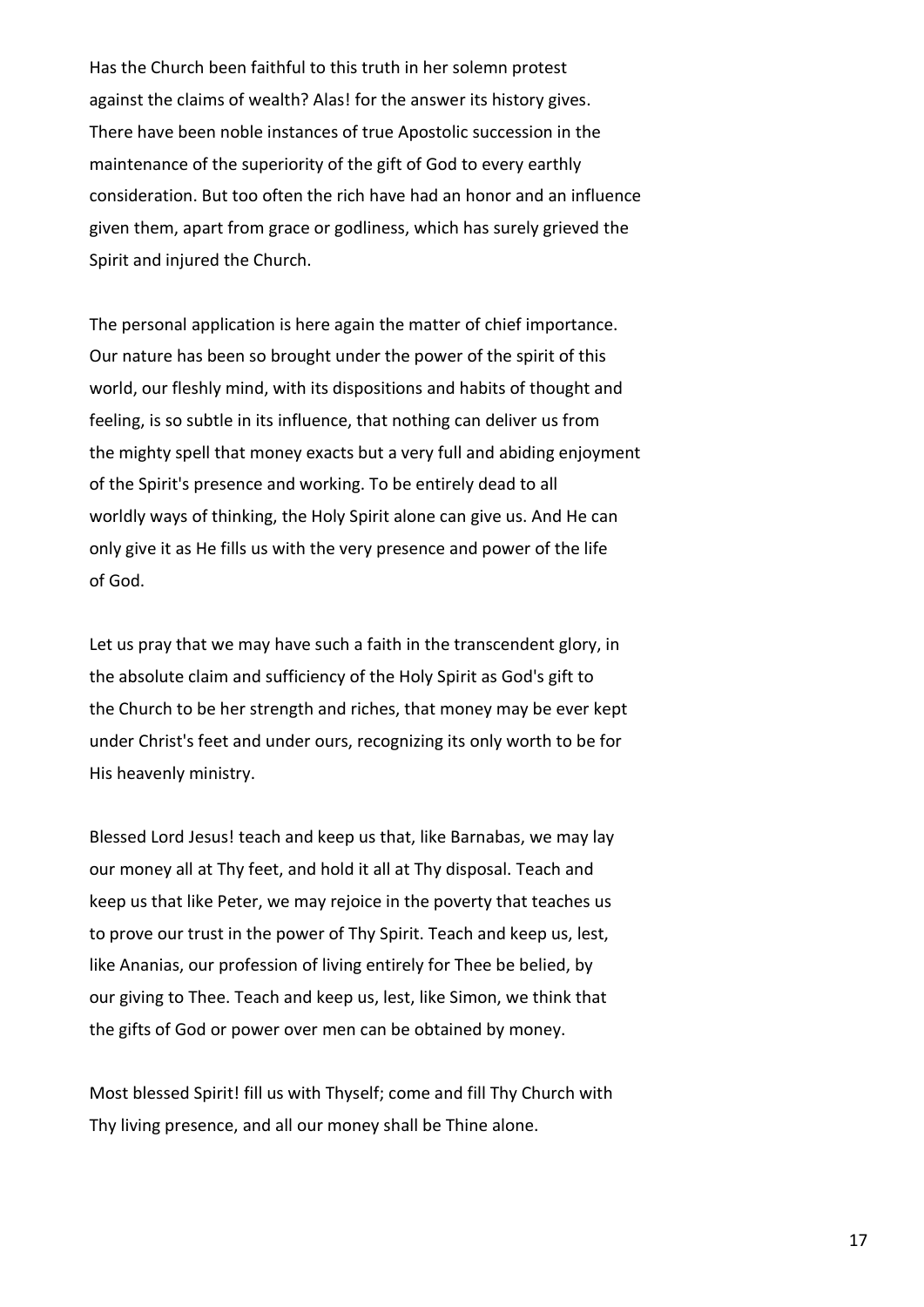Has the Church been faithful to this truth in her solemn protest against the claims of wealth? Alas! for the answer its history gives. There have been noble instances of true Apostolic succession in the maintenance of the superiority of the gift of God to every earthly consideration. But too often the rich have had an honor and an influence given them, apart from grace or godliness, which has surely grieved the Spirit and injured the Church.

The personal application is here again the matter of chief importance. Our nature has been so brought under the power of the spirit of this world, our fleshly mind, with its dispositions and habits of thought and feeling, is so subtle in its influence, that nothing can deliver us from the mighty spell that money exacts but a very full and abiding enjoyment of the Spirit's presence and working. To be entirely dead to all worldly ways of thinking, the Holy Spirit alone can give us. And He can only give it as He fills us with the very presence and power of the life of God.

Let us pray that we may have such a faith in the transcendent glory, in the absolute claim and sufficiency of the Holy Spirit as God's gift to the Church to be her strength and riches, that money may be ever kept under Christ's feet and under ours, recognizing its only worth to be for His heavenly ministry.

Blessed Lord Jesus! teach and keep us that, like Barnabas, we may lay our money all at Thy feet, and hold it all at Thy disposal. Teach and keep us that like Peter, we may rejoice in the poverty that teaches us to prove our trust in the power of Thy Spirit. Teach and keep us, lest, like Ananias, our profession of living entirely for Thee be belied, by our giving to Thee. Teach and keep us, lest, like Simon, we think that the gifts of God or power over men can be obtained by money.

Most blessed Spirit! fill us with Thyself; come and fill Thy Church with Thy living presence, and all our money shall be Thine alone.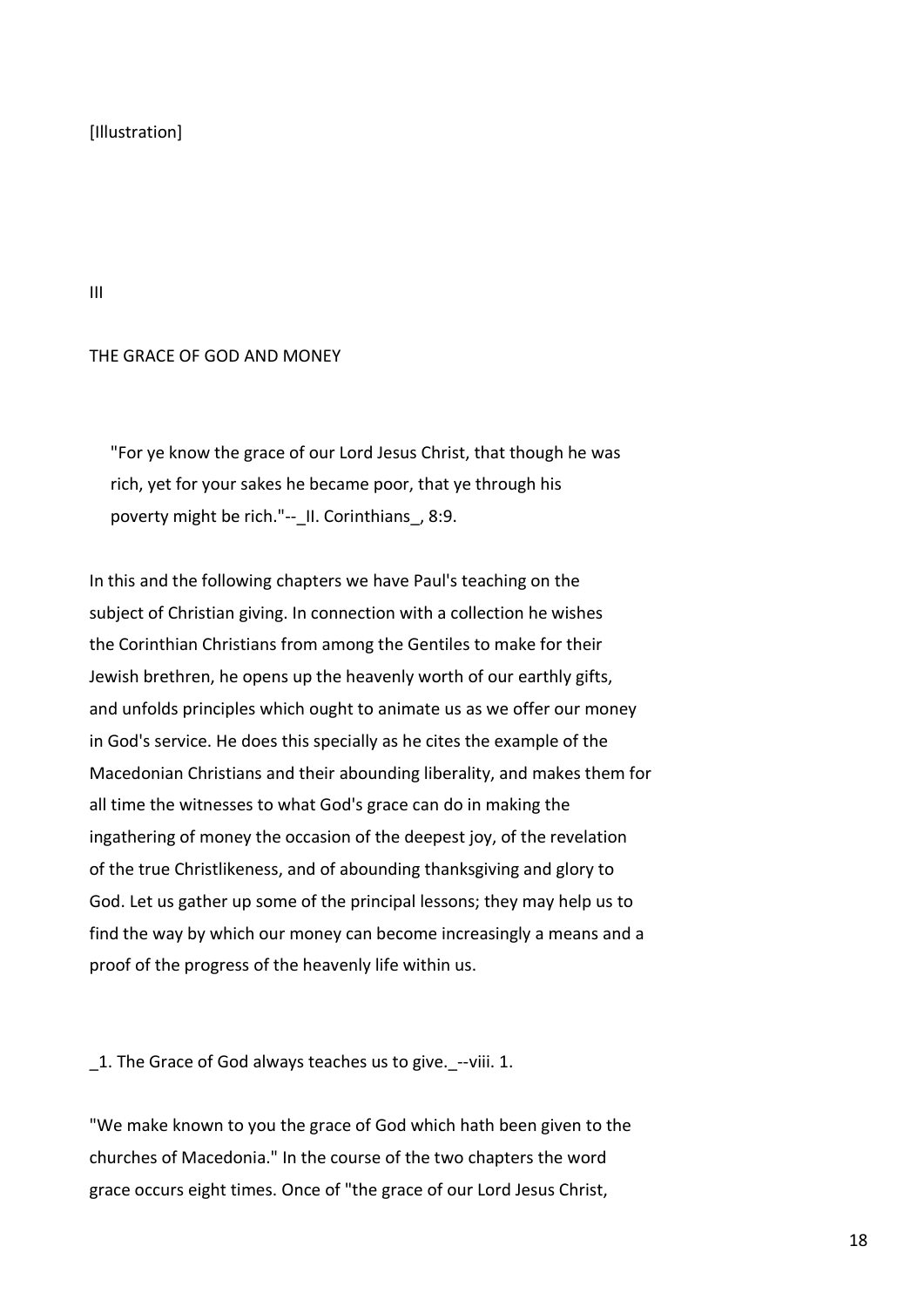[Illustration]

III

## THE GRACE OF GOD AND MONEY

> "For ye know the grace of our Lord Jesus Christ, that though he was rich, yet for your sakes he became poor, that ye through his poverty might be rich."--_II. Corinthians_, 8:9.

In this and the following chapters we have Paul's teaching on the subject of Christian giving. In connection with a collection he wishes the Corinthian Christians from among the Gentiles to make for their Jewish brethren, he opens up the heavenly worth of our earthly gifts, and unfolds principles which ought to animate us as we offer our money in God's service. He does this specially as he cites the example of the Macedonian Christians and their abounding liberality, and makes them for all time the witnesses to what God's grace can do in making the ingathering of money the occasion of the deepest joy, of the revelation of the true Christlikeness, and of abounding thanksgiving and glory to God. Let us gather up some of the principal lessons; they may help us to find the way by which our money can become increasingly a means and a proof of the progress of the heavenly life within us.

_1. The Grace of God always teaches us to give._--viii. 1.

"We make known to you the grace of God which hath been given to the churches of Macedonia." In the course of the two chapters the word grace occurs eight times. Once of "the grace of our Lord Jesus Christ,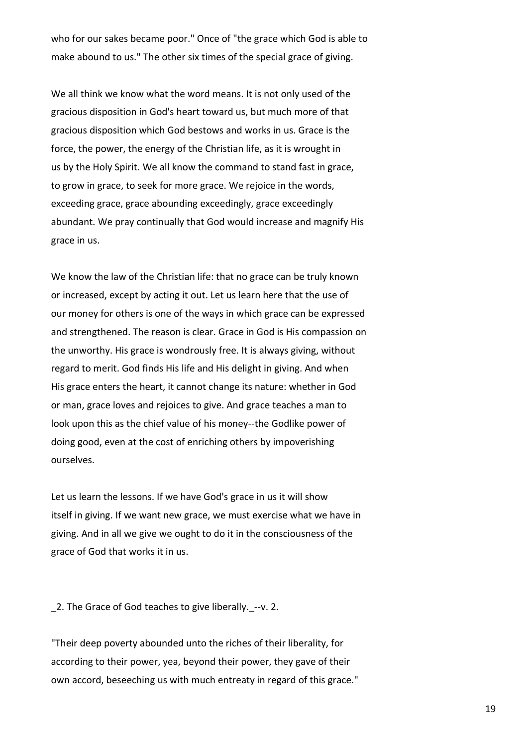who for our sakes became poor." Once of "the grace which God is able to make abound to us." The other six times of the special grace of giving.

We all think we know what the word means. It is not only used of the gracious disposition in God's heart toward us, but much more of that gracious disposition which God bestows and works in us. Grace is the force, the power, the energy of the Christian life, as it is wrought in us by the Holy Spirit. We all know the command to stand fast in grace, to grow in grace, to seek for more grace. We rejoice in the words, exceeding grace, grace abounding exceedingly, grace exceedingly abundant. We pray continually that God would increase and magnify His grace in us.

We know the law of the Christian life: that no grace can be truly known or increased, except by acting it out. Let us learn here that the use of our money for others is one of the ways in which grace can be expressed and strengthened. The reason is clear. Grace in God is His compassion on the unworthy. His grace is wondrously free. It is always giving, without regard to merit. God finds His life and His delight in giving. And when His grace enters the heart, it cannot change its nature: whether in God or man, grace loves and rejoices to give. And grace teaches a man to look upon this as the chief value of his money--the Godlike power of doing good, even at the cost of enriching others by impoverishing ourselves.

Let us learn the lessons. If we have God's grace in us it will show itself in giving. If we want new grace, we must exercise what we have in giving. And in all we give we ought to do it in the consciousness of the grace of God that works it in us.

_2. The Grace of God teaches to give liberally._--v. 2.

"Their deep poverty abounded unto the riches of their liberality, for according to their power, yea, beyond their power, they gave of their own accord, beseeching us with much entreaty in regard of this grace."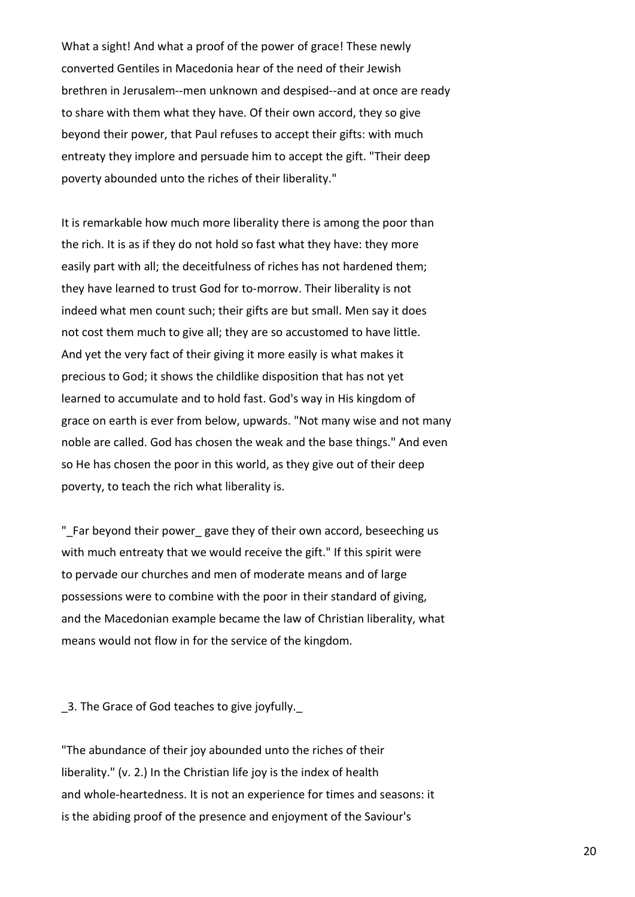What a sight! And what a proof of the power of grace! These newly converted Gentiles in Macedonia hear of the need of their Jewish brethren in Jerusalem--men unknown and despised--and at once are ready to share with them what they have. Of their own accord, they so give beyond their power, that Paul refuses to accept their gifts: with much entreaty they implore and persuade him to accept the gift. "Their deep poverty abounded unto the riches of their liberality."

It is remarkable how much more liberality there is among the poor than the rich. It is as if they do not hold so fast what they have: they more easily part with all; the deceitfulness of riches has not hardened them; they have learned to trust God for to-morrow. Their liberality is not indeed what men count such; their gifts are but small. Men say it does not cost them much to give all; they are so accustomed to have little. And yet the very fact of their giving it more easily is what makes it precious to God; it shows the childlike disposition that has not yet learned to accumulate and to hold fast. God's way in His kingdom of grace on earth is ever from below, upwards. "Not many wise and not many noble are called. God has chosen the weak and the base things." And even so He has chosen the poor in this world, as they give out of their deep poverty, to teach the rich what liberality is.

"_Far beyond their power_ gave they of their own accord, beseeching us with much entreaty that we would receive the gift." If this spirit were to pervade our churches and men of moderate means and of large possessions were to combine with the poor in their standard of giving, and the Macedonian example became the law of Christian liberality, what means would not flow in for the service of the kingdom.

_3. The Grace of God teaches to give joyfully._

"The abundance of their joy abounded unto the riches of their liberality." (v. 2.) In the Christian life joy is the index of health and whole-heartedness. It is not an experience for times and seasons: it is the abiding proof of the presence and enjoyment of the Saviour's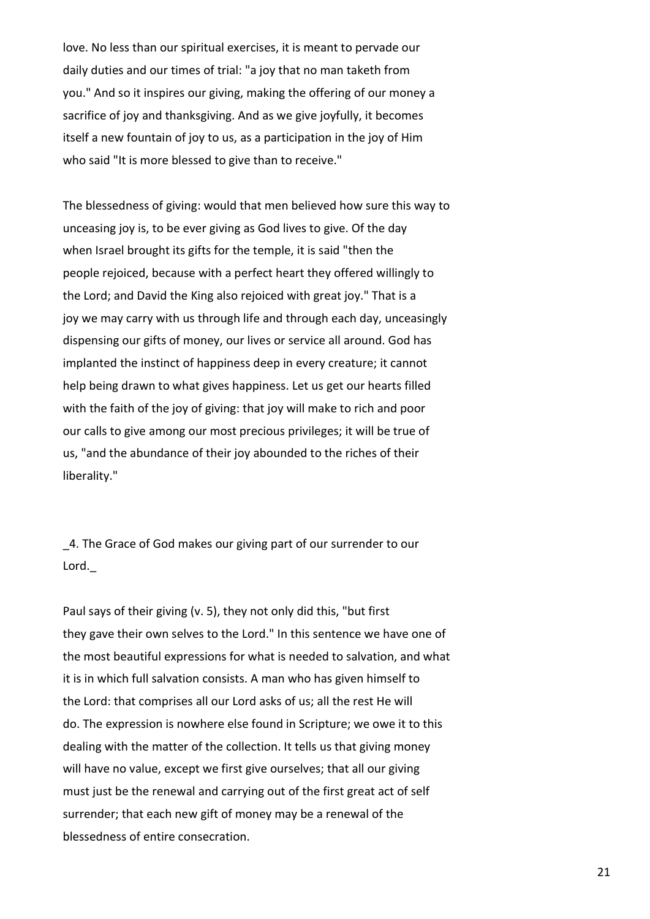love. No less than our spiritual exercises, it is meant to pervade our daily duties and our times of trial: "a joy that no man taketh from you." And so it inspires our giving, making the offering of our money a sacrifice of joy and thanksgiving. And as we give joyfully, it becomes itself a new fountain of joy to us, as a participation in the joy of Him who said "It is more blessed to give than to receive."

The blessedness of giving: would that men believed how sure this way to unceasing joy is, to be ever giving as God lives to give. Of the day when Israel brought its gifts for the temple, it is said "then the people rejoiced, because with a perfect heart they offered willingly to the Lord; and David the King also rejoiced with great joy." That is a joy we may carry with us through life and through each day, unceasingly dispensing our gifts of money, our lives or service all around. God has implanted the instinct of happiness deep in every creature; it cannot help being drawn to what gives happiness. Let us get our hearts filled with the faith of the joy of giving: that joy will make to rich and poor our calls to give among our most precious privileges; it will be true of us, "and the abundance of their joy abounded to the riches of their liberality."

_4. The Grace of God makes our giving part of our surrender to our Lord._

Paul says of their giving (v. 5), they not only did this, "but first they gave their own selves to the Lord." In this sentence we have one of the most beautiful expressions for what is needed to salvation, and what it is in which full salvation consists. A man who has given himself to the Lord: that comprises all our Lord asks of us; all the rest He will do. The expression is nowhere else found in Scripture; we owe it to this dealing with the matter of the collection. It tells us that giving money will have no value, except we first give ourselves; that all our giving must just be the renewal and carrying out of the first great act of self surrender; that each new gift of money may be a renewal of the blessedness of entire consecration.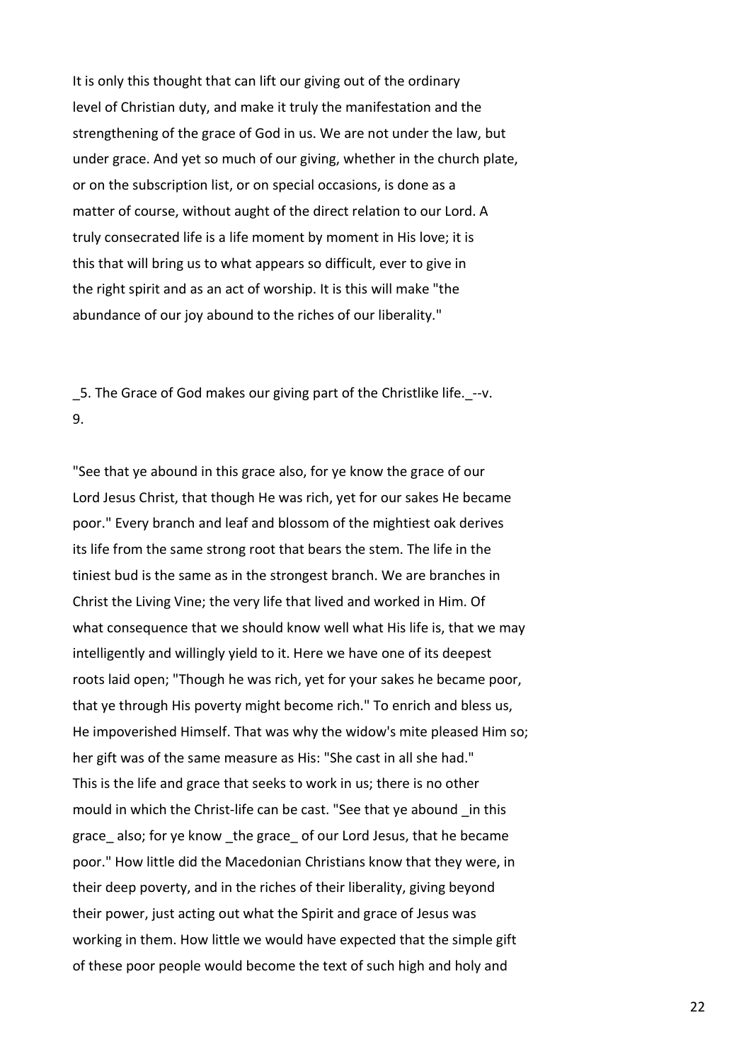It is only this thought that can lift our giving out of the ordinary level of Christian duty, and make it truly the manifestation and the strengthening of the grace of God in us. We are not under the law, but under grace. And yet so much of our giving, whether in the church plate, or on the subscription list, or on special occasions, is done as a matter of course, without aught of the direct relation to our Lord. A truly consecrated life is a life moment by moment in His love; it is this that will bring us to what appears so difficult, ever to give in the right spirit and as an act of worship. It is this will make "the abundance of our joy abound to the riches of our liberality."

_5. The Grace of God makes our giving part of the Christlike life._--v. 9.

"See that ye abound in this grace also, for ye know the grace of our Lord Jesus Christ, that though He was rich, yet for our sakes He became poor." Every branch and leaf and blossom of the mightiest oak derives its life from the same strong root that bears the stem. The life in the tiniest bud is the same as in the strongest branch. We are branches in Christ the Living Vine; the very life that lived and worked in Him. Of what consequence that we should know well what His life is, that we may intelligently and willingly yield to it. Here we have one of its deepest roots laid open; "Though he was rich, yet for your sakes he became poor, that ye through His poverty might become rich." To enrich and bless us, He impoverished Himself. That was why the widow's mite pleased Him so; her gift was of the same measure as His: "She cast in all she had." This is the life and grace that seeks to work in us; there is no other mould in which the Christ-life can be cast. "See that ye abound _in this grace_ also; for ye know _the grace_ of our Lord Jesus, that he became poor." How little did the Macedonian Christians know that they were, in their deep poverty, and in the riches of their liberality, giving beyond their power, just acting out what the Spirit and grace of Jesus was working in them. How little we would have expected that the simple gift of these poor people would become the text of such high and holy and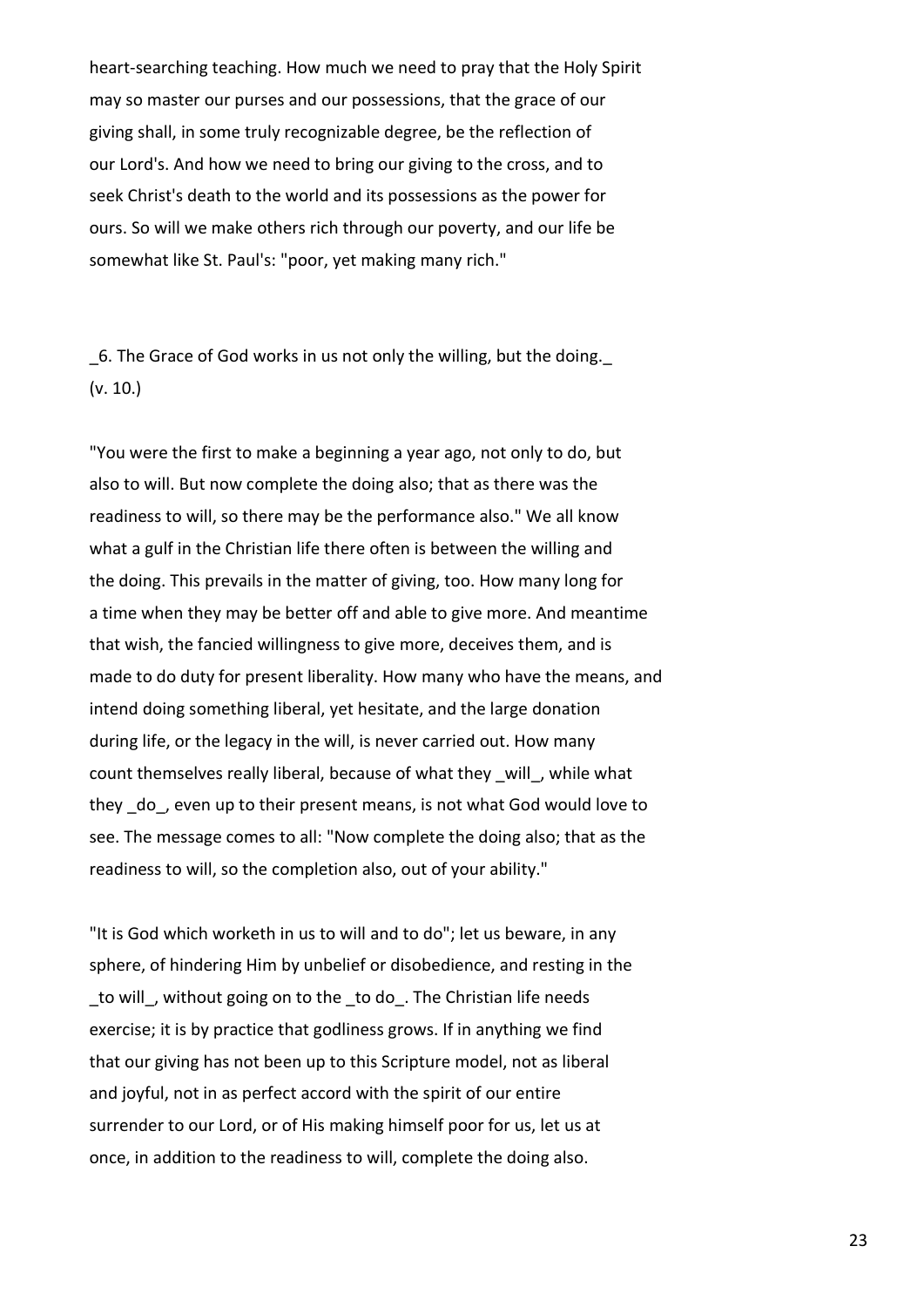heart-searching teaching. How much we need to pray that the Holy Spirit may so master our purses and our possessions, that the grace of our giving shall, in some truly recognizable degree, be the reflection of our Lord's. And how we need to bring our giving to the cross, and to seek Christ's death to the world and its possessions as the power for ours. So will we make others rich through our poverty, and our life be somewhat like St. Paul's: "poor, yet making many rich."

_6. The Grace of God works in us not only the willing, but the doing._ (v. 10.)

"You were the first to make a beginning a year ago, not only to do, but also to will. But now complete the doing also; that as there was the readiness to will, so there may be the performance also." We all know what a gulf in the Christian life there often is between the willing and the doing. This prevails in the matter of giving, too. How many long for a time when they may be better off and able to give more. And meantime that wish, the fancied willingness to give more, deceives them, and is made to do duty for present liberality. How many who have the means, and intend doing something liberal, yet hesitate, and the large donation during life, or the legacy in the will, is never carried out. How many count themselves really liberal, because of what they _will_, while what they _do_, even up to their present means, is not what God would love to see. The message comes to all: "Now complete the doing also; that as the readiness to will, so the completion also, out of your ability."

"It is God which worketh in us to will and to do"; let us beware, in any sphere, of hindering Him by unbelief or disobedience, and resting in the _to will_, without going on to the _to do_. The Christian life needs exercise; it is by practice that godliness grows. If in anything we find that our giving has not been up to this Scripture model, not as liberal and joyful, not in as perfect accord with the spirit of our entire surrender to our Lord, or of His making himself poor for us, let us at once, in addition to the readiness to will, complete the doing also.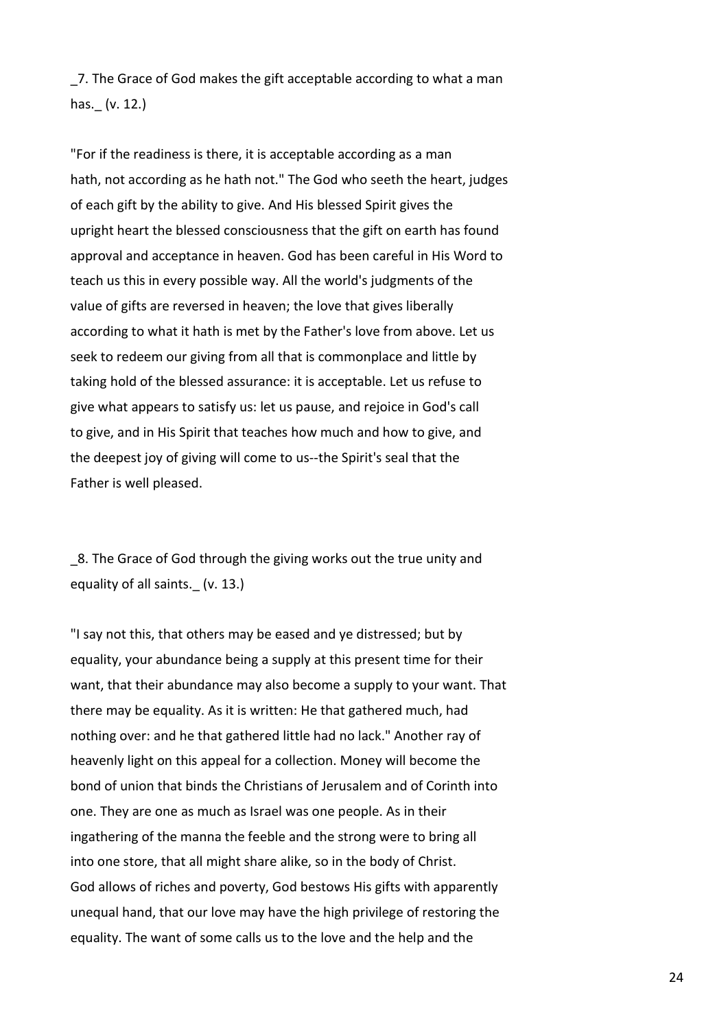_7. The Grace of God makes the gift acceptable according to what a man has._ (v. 12.)

"For if the readiness is there, it is acceptable according as a man hath, not according as he hath not." The God who seeth the heart, judges of each gift by the ability to give. And His blessed Spirit gives the upright heart the blessed consciousness that the gift on earth has found approval and acceptance in heaven. God has been careful in His Word to teach us this in every possible way. All the world's judgments of the value of gifts are reversed in heaven; the love that gives liberally according to what it hath is met by the Father's love from above. Let us seek to redeem our giving from all that is commonplace and little by taking hold of the blessed assurance: it is acceptable. Let us refuse to give what appears to satisfy us: let us pause, and rejoice in God's call to give, and in His Spirit that teaches how much and how to give, and the deepest joy of giving will come to us--the Spirit's seal that the Father is well pleased.

_8. The Grace of God through the giving works out the true unity and equality of all saints._ (v. 13.)

"I say not this, that others may be eased and ye distressed; but by equality, your abundance being a supply at this present time for their want, that their abundance may also become a supply to your want. That there may be equality. As it is written: He that gathered much, had nothing over: and he that gathered little had no lack." Another ray of heavenly light on this appeal for a collection. Money will become the bond of union that binds the Christians of Jerusalem and of Corinth into one. They are one as much as Israel was one people. As in their ingathering of the manna the feeble and the strong were to bring all into one store, that all might share alike, so in the body of Christ. God allows of riches and poverty, God bestows His gifts with apparently unequal hand, that our love may have the high privilege of restoring the equality. The want of some calls us to the love and the help and the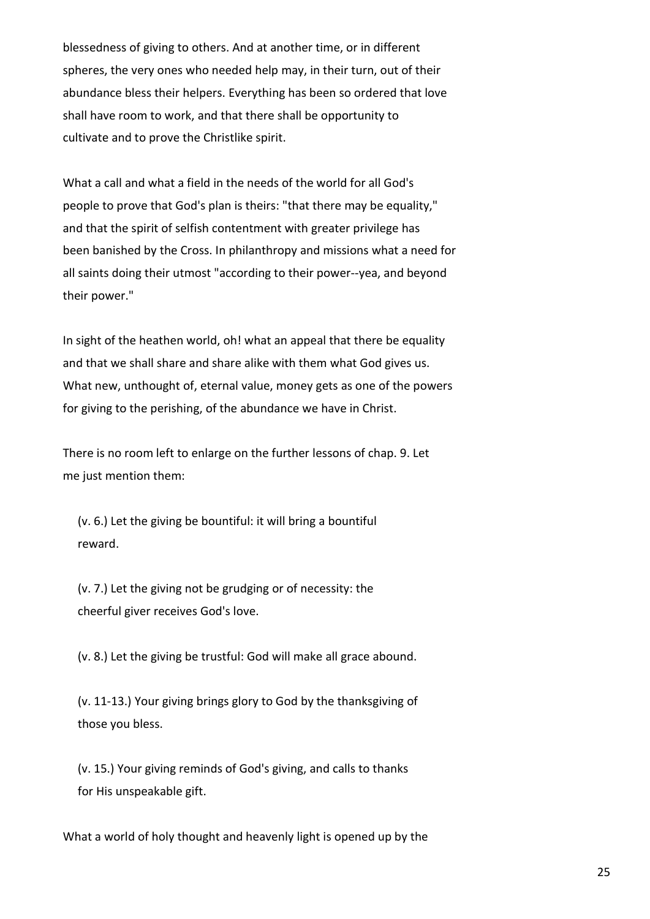blessedness of giving to others. And at another time, or in different spheres, the very ones who needed help may, in their turn, out of their abundance bless their helpers. Everything has been so ordered that love shall have room to work, and that there shall be opportunity to cultivate and to prove the Christlike spirit.

What a call and what a field in the needs of the world for all God's people to prove that God's plan is theirs: "that there may be equality," and that the spirit of selfish contentment with greater privilege has been banished by the Cross. In philanthropy and missions what a need for all saints doing their utmost "according to their power--yea, and beyond their power."

In sight of the heathen world, oh! what an appeal that there be equality and that we shall share and share alike with them what God gives us. What new, unthought of, eternal value, money gets as one of the powers for giving to the perishing, of the abundance we have in Christ.

There is no room left to enlarge on the further lessons of chap. 9. Let me just mention them:

(v. 6.) Let the giving be bountiful: it will bring a bountiful reward.

(v. 7.) Let the giving not be grudging or of necessity: the cheerful giver receives God's love.

(v. 8.) Let the giving be trustful: God will make all grace abound.

(v. 11-13.) Your giving brings glory to God by the thanksgiving of those you bless.

(v. 15.) Your giving reminds of God's giving, and calls to thanks for His unspeakable gift.

What a world of holy thought and heavenly light is opened up by the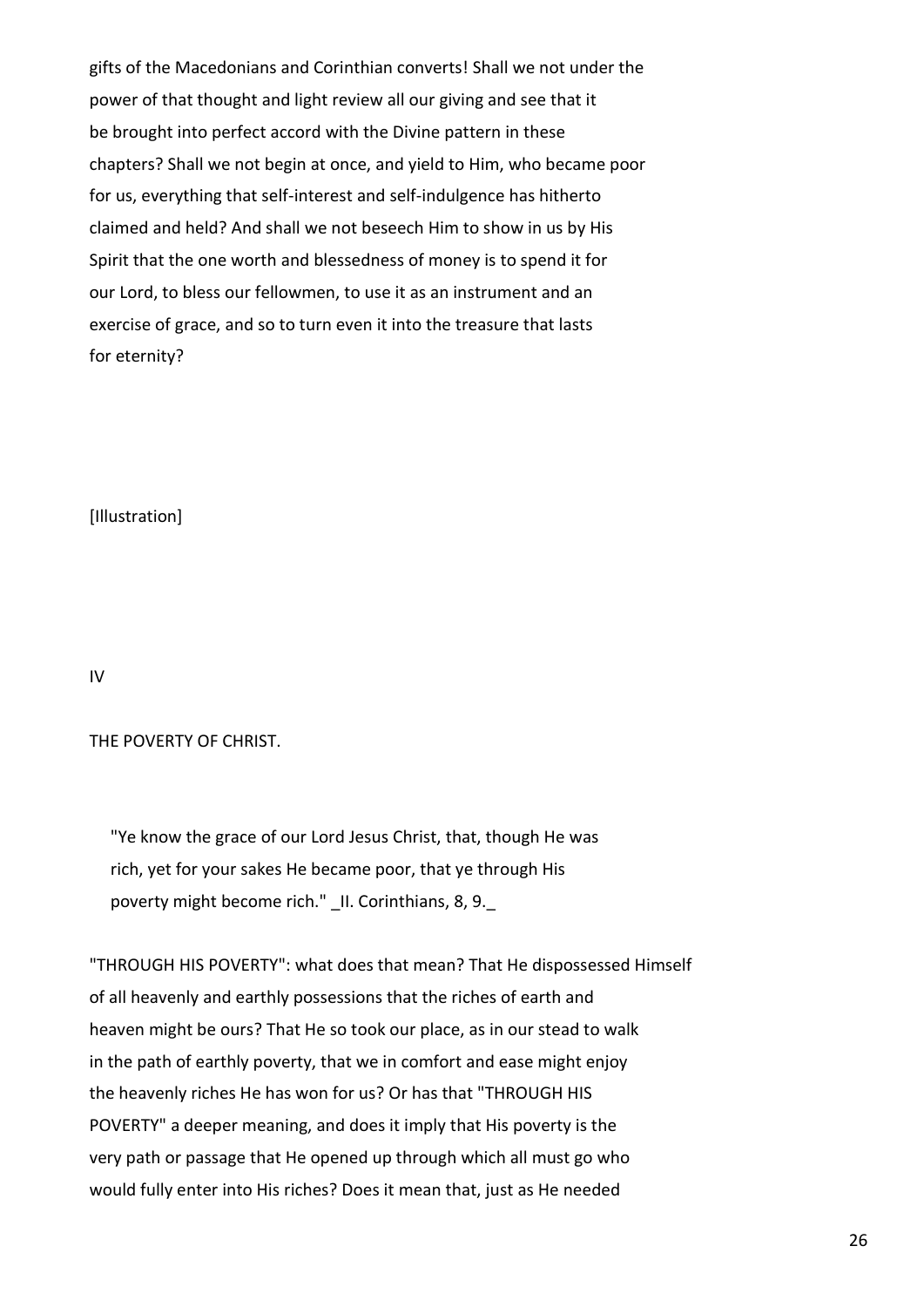gifts of the Macedonians and Corinthian converts! Shall we not under the power of that thought and light review all our giving and see that it be brought into perfect accord with the Divine pattern in these chapters? Shall we not begin at once, and yield to Him, who became poor for us, everything that self-interest and self-indulgence has hitherto claimed and held? And shall we not beseech Him to show in us by His Spirit that the one worth and blessedness of money is to spend it for our Lord, to bless our fellowmen, to use it as an instrument and an exercise of grace, and so to turn even it into the treasure that lasts for eternity?

[Illustration]

## IV

## THE POVERTY OF CHRIST.

> "Ye know the grace of our Lord Jesus Christ, that, though He was rich, yet for your sakes He became poor, that ye through His poverty might become rich." _II. Corinthians, 8, 9._

"THROUGH HIS POVERTY": what does that mean? That He dispossessed Himself of all heavenly and earthly possessions that the riches of earth and heaven might be ours? That He so took our place, as in our stead to walk in the path of earthly poverty, that we in comfort and ease might enjoy the heavenly riches He has won for us? Or has that "THROUGH HIS POVERTY" a deeper meaning, and does it imply that His poverty is the very path or passage that He opened up through which all must go who would fully enter into His riches? Does it mean that, just as He needed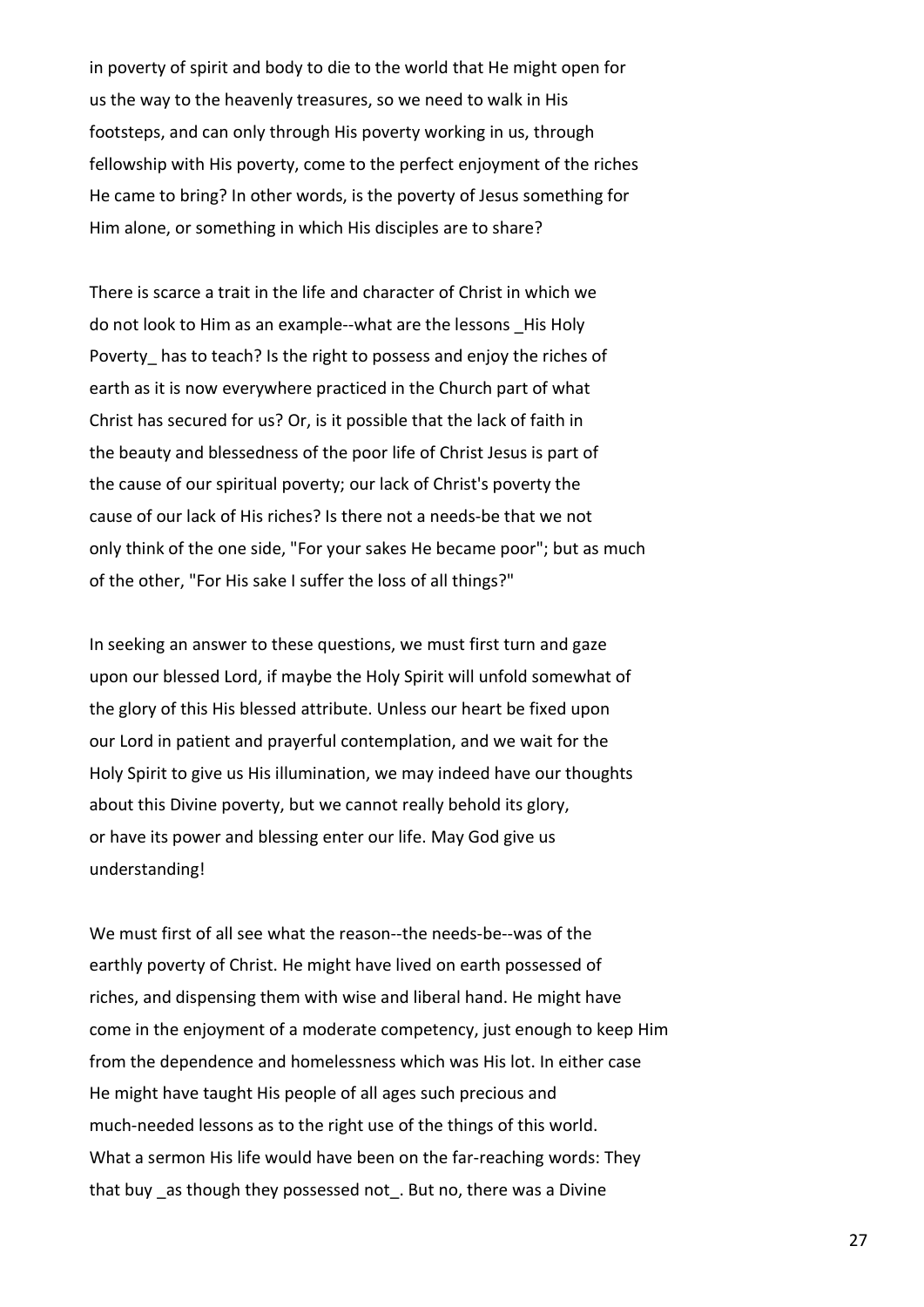in poverty of spirit and body to die to the world that He might open for us the way to the heavenly treasures, so we need to walk in His footsteps, and can only through His poverty working in us, through fellowship with His poverty, come to the perfect enjoyment of the riches He came to bring? In other words, is the poverty of Jesus something for Him alone, or something in which His disciples are to share?

There is scarce a trait in the life and character of Christ in which we do not look to Him as an example--what are the lessons _His Holy Poverty_ has to teach? Is the right to possess and enjoy the riches of earth as it is now everywhere practiced in the Church part of what Christ has secured for us? Or, is it possible that the lack of faith in the beauty and blessedness of the poor life of Christ Jesus is part of the cause of our spiritual poverty; our lack of Christ's poverty the cause of our lack of His riches? Is there not a needs-be that we not only think of the one side, "For your sakes He became poor"; but as much of the other, "For His sake I suffer the loss of all things?"

In seeking an answer to these questions, we must first turn and gaze upon our blessed Lord, if maybe the Holy Spirit will unfold somewhat of the glory of this His blessed attribute. Unless our heart be fixed upon our Lord in patient and prayerful contemplation, and we wait for the Holy Spirit to give us His illumination, we may indeed have our thoughts about this Divine poverty, but we cannot really behold its glory, or have its power and blessing enter our life. May God give us understanding!

We must first of all see what the reason--the needs-be--was of the earthly poverty of Christ. He might have lived on earth possessed of riches, and dispensing them with wise and liberal hand. He might have come in the enjoyment of a moderate competency, just enough to keep Him from the dependence and homelessness which was His lot. In either case He might have taught His people of all ages such precious and much-needed lessons as to the right use of the things of this world. What a sermon His life would have been on the far-reaching words: They that buy _as though they possessed not_. But no, there was a Divine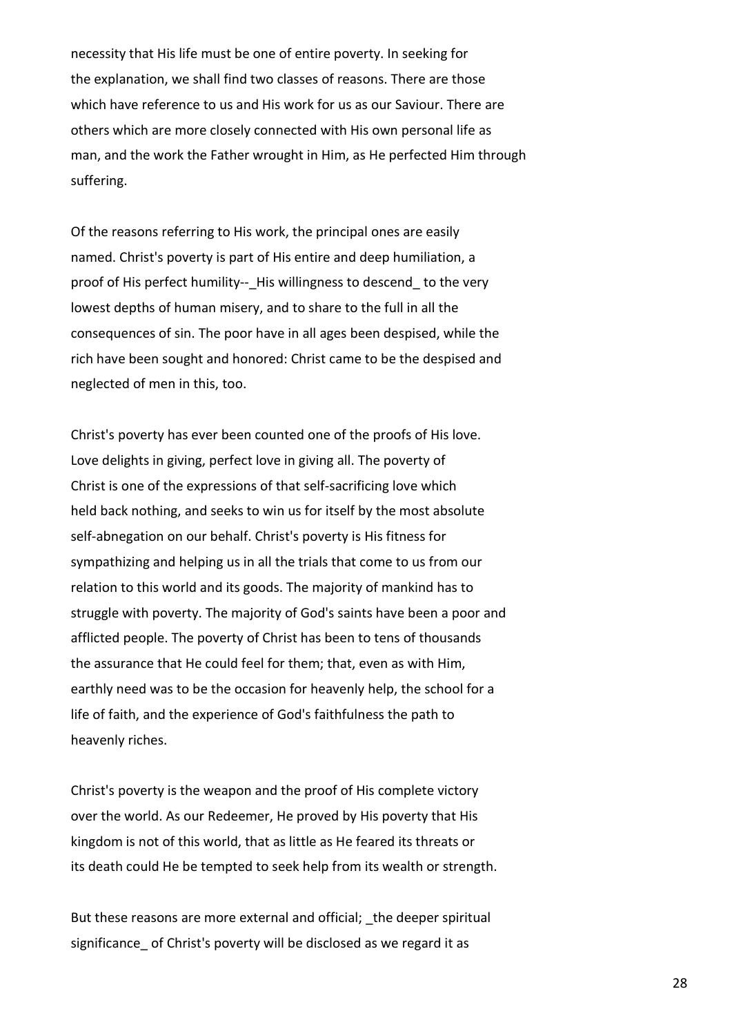necessity that His life must be one of entire poverty. In seeking for the explanation, we shall find two classes of reasons. There are those which have reference to us and His work for us as our Saviour. There are others which are more closely connected with His own personal life as man, and the work the Father wrought in Him, as He perfected Him through suffering.

Of the reasons referring to His work, the principal ones are easily named. Christ's poverty is part of His entire and deep humiliation, a proof of His perfect humility--_His willingness to descend_ to the very lowest depths of human misery, and to share to the full in all the consequences of sin. The poor have in all ages been despised, while the rich have been sought and honored: Christ came to be the despised and neglected of men in this, too.

Christ's poverty has ever been counted one of the proofs of His love. Love delights in giving, perfect love in giving all. The poverty of Christ is one of the expressions of that self-sacrificing love which held back nothing, and seeks to win us for itself by the most absolute self-abnegation on our behalf. Christ's poverty is His fitness for sympathizing and helping us in all the trials that come to us from our relation to this world and its goods. The majority of mankind has to struggle with poverty. The majority of God's saints have been a poor and afflicted people. The poverty of Christ has been to tens of thousands the assurance that He could feel for them; that, even as with Him, earthly need was to be the occasion for heavenly help, the school for a life of faith, and the experience of God's faithfulness the path to heavenly riches.

Christ's poverty is the weapon and the proof of His complete victory over the world. As our Redeemer, He proved by His poverty that His kingdom is not of this world, that as little as He feared its threats or its death could He be tempted to seek help from its wealth or strength.

But these reasons are more external and official; _the deeper spiritual significance_ of Christ's poverty will be disclosed as we regard it as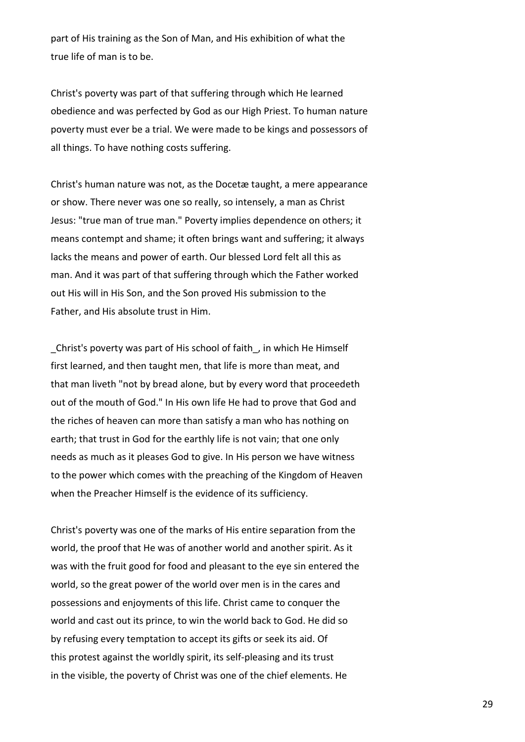part of His training as the Son of Man, and His exhibition of what the true life of man is to be.

Christ's poverty was part of that suffering through which He learned obedience and was perfected by God as our High Priest. To human nature poverty must ever be a trial. We were made to be kings and possessors of all things. To have nothing costs suffering.

Christ's human nature was not, as the Docetæ taught, a mere appearance or show. There never was one so really, so intensely, a man as Christ Jesus: "true man of true man." Poverty implies dependence on others; it means contempt and shame; it often brings want and suffering; it always lacks the means and power of earth. Our blessed Lord felt all this as man. And it was part of that suffering through which the Father worked out His will in His Son, and the Son proved His submission to the Father, and His absolute trust in Him.

_Christ's poverty was part of His school of faith_, in which He Himself first learned, and then taught men, that life is more than meat, and that man liveth "not by bread alone, but by every word that proceedeth out of the mouth of God." In His own life He had to prove that God and the riches of heaven can more than satisfy a man who has nothing on earth; that trust in God for the earthly life is not vain; that one only needs as much as it pleases God to give. In His person we have witness to the power which comes with the preaching of the Kingdom of Heaven when the Preacher Himself is the evidence of its sufficiency.

Christ's poverty was one of the marks of His entire separation from the world, the proof that He was of another world and another spirit. As it was with the fruit good for food and pleasant to the eye sin entered the world, so the great power of the world over men is in the cares and possessions and enjoyments of this life. Christ came to conquer the world and cast out its prince, to win the world back to God. He did so by refusing every temptation to accept its gifts or seek its aid. Of this protest against the worldly spirit, its self-pleasing and its trust in the visible, the poverty of Christ was one of the chief elements. He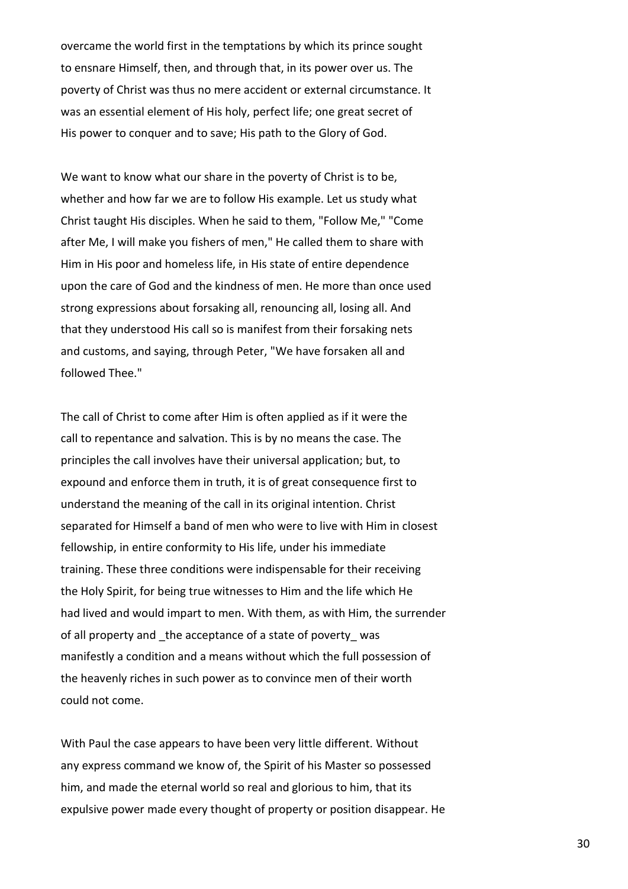overcame the world first in the temptations by which its prince sought to ensnare Himself, then, and through that, in its power over us. The poverty of Christ was thus no mere accident or external circumstance. It was an essential element of His holy, perfect life; one great secret of His power to conquer and to save; His path to the Glory of God.

We want to know what our share in the poverty of Christ is to be, whether and how far we are to follow His example. Let us study what Christ taught His disciples. When he said to them, "Follow Me," "Come after Me, I will make you fishers of men," He called them to share with Him in His poor and homeless life, in His state of entire dependence upon the care of God and the kindness of men. He more than once used strong expressions about forsaking all, renouncing all, losing all. And that they understood His call so is manifest from their forsaking nets and customs, and saying, through Peter, "We have forsaken all and followed Thee."

The call of Christ to come after Him is often applied as if it were the call to repentance and salvation. This is by no means the case. The principles the call involves have their universal application; but, to expound and enforce them in truth, it is of great consequence first to understand the meaning of the call in its original intention. Christ separated for Himself a band of men who were to live with Him in closest fellowship, in entire conformity to His life, under his immediate training. These three conditions were indispensable for their receiving the Holy Spirit, for being true witnesses to Him and the life which He had lived and would impart to men. With them, as with Him, the surrender of all property and _the acceptance of a state of poverty_ was manifestly a condition and a means without which the full possession of the heavenly riches in such power as to convince men of their worth could not come.

With Paul the case appears to have been very little different. Without any express command we know of, the Spirit of his Master so possessed him, and made the eternal world so real and glorious to him, that its expulsive power made every thought of property or position disappear. He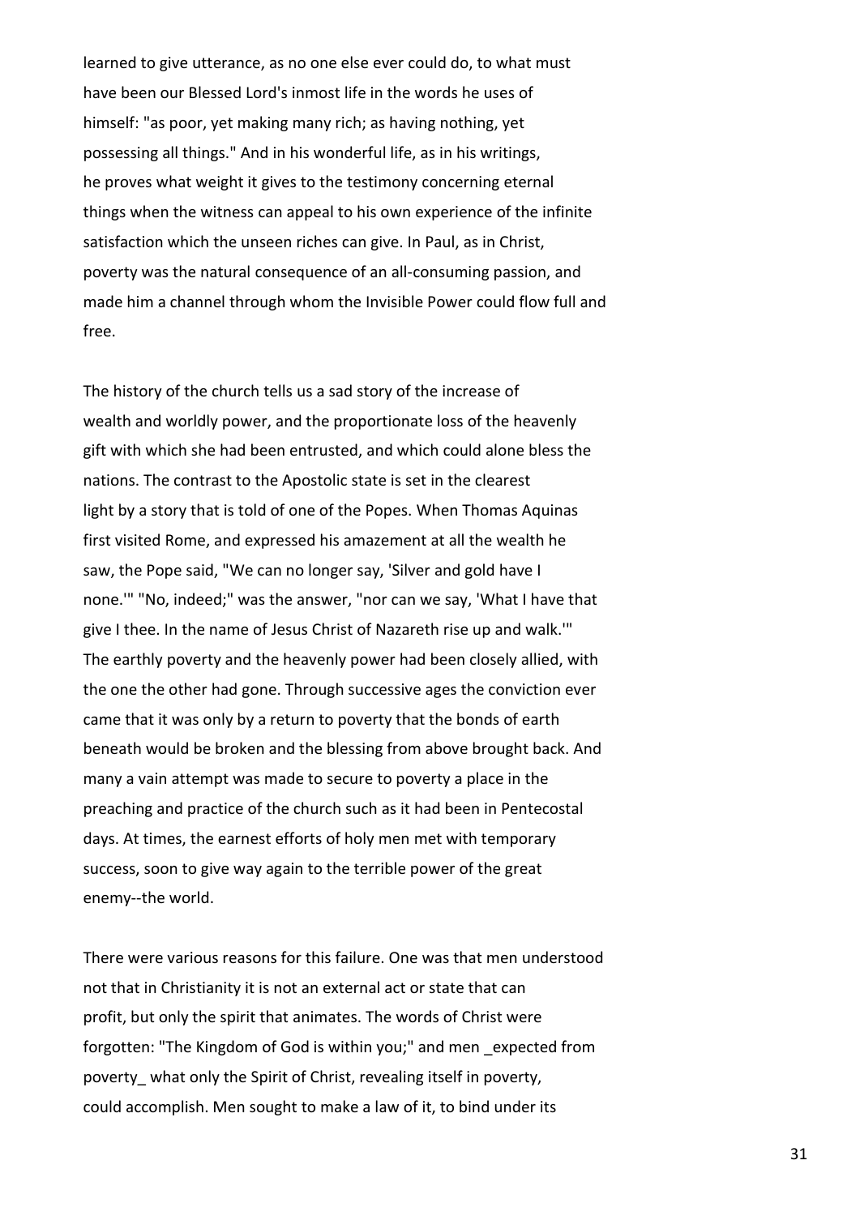learned to give utterance, as no one else ever could do, to what must have been our Blessed Lord's inmost life in the words he uses of himself: "as poor, yet making many rich; as having nothing, yet possessing all things." And in his wonderful life, as in his writings, he proves what weight it gives to the testimony concerning eternal things when the witness can appeal to his own experience of the infinite satisfaction which the unseen riches can give. In Paul, as in Christ, poverty was the natural consequence of an all-consuming passion, and made him a channel through whom the Invisible Power could flow full and free.

The history of the church tells us a sad story of the increase of wealth and worldly power, and the proportionate loss of the heavenly gift with which she had been entrusted, and which could alone bless the nations. The contrast to the Apostolic state is set in the clearest light by a story that is told of one of the Popes. When Thomas Aquinas first visited Rome, and expressed his amazement at all the wealth he saw, the Pope said, "We can no longer say, 'Silver and gold have I none.'" "No, indeed;" was the answer, "nor can we say, 'What I have that give I thee. In the name of Jesus Christ of Nazareth rise up and walk.'" The earthly poverty and the heavenly power had been closely allied, with the one the other had gone. Through successive ages the conviction ever came that it was only by a return to poverty that the bonds of earth beneath would be broken and the blessing from above brought back. And many a vain attempt was made to secure to poverty a place in the preaching and practice of the church such as it had been in Pentecostal days. At times, the earnest efforts of holy men met with temporary success, soon to give way again to the terrible power of the great enemy--the world.

There were various reasons for this failure. One was that men understood not that in Christianity it is not an external act or state that can profit, but only the spirit that animates. The words of Christ were forgotten: "The Kingdom of God is within you;" and men _expected from poverty_ what only the Spirit of Christ, revealing itself in poverty, could accomplish. Men sought to make a law of it, to bind under its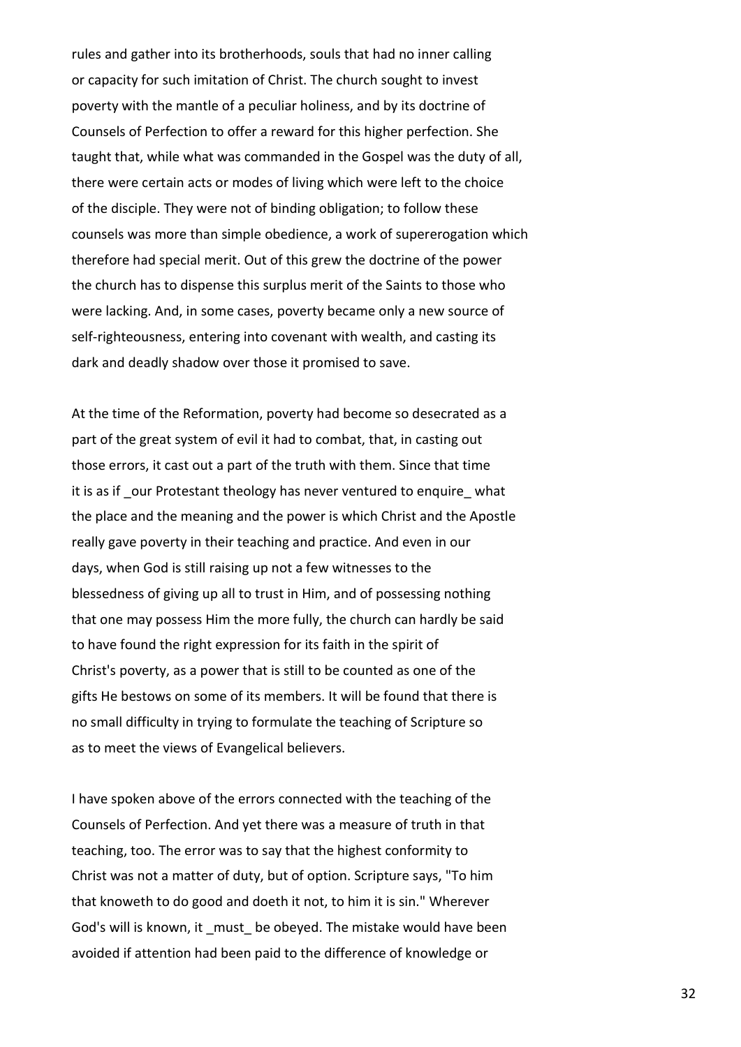rules and gather into its brotherhoods, souls that had no inner calling or capacity for such imitation of Christ. The church sought to invest poverty with the mantle of a peculiar holiness, and by its doctrine of Counsels of Perfection to offer a reward for this higher perfection. She taught that, while what was commanded in the Gospel was the duty of all, there were certain acts or modes of living which were left to the choice of the disciple. They were not of binding obligation; to follow these counsels was more than simple obedience, a work of supererogation which therefore had special merit. Out of this grew the doctrine of the power the church has to dispense this surplus merit of the Saints to those who were lacking. And, in some cases, poverty became only a new source of self-righteousness, entering into covenant with wealth, and casting its dark and deadly shadow over those it promised to save.

At the time of the Reformation, poverty had become so desecrated as a part of the great system of evil it had to combat, that, in casting out those errors, it cast out a part of the truth with them. Since that time it is as if _our Protestant theology has never ventured to enquire_ what the place and the meaning and the power is which Christ and the Apostle really gave poverty in their teaching and practice. And even in our days, when God is still raising up not a few witnesses to the blessedness of giving up all to trust in Him, and of possessing nothing that one may possess Him the more fully, the church can hardly be said to have found the right expression for its faith in the spirit of Christ's poverty, as a power that is still to be counted as one of the gifts He bestows on some of its members. It will be found that there is no small difficulty in trying to formulate the teaching of Scripture so as to meet the views of Evangelical believers.

I have spoken above of the errors connected with the teaching of the Counsels of Perfection. And yet there was a measure of truth in that teaching, too. The error was to say that the highest conformity to Christ was not a matter of duty, but of option. Scripture says, "To him that knoweth to do good and doeth it not, to him it is sin." Wherever God's will is known, it _must_ be obeyed. The mistake would have been avoided if attention had been paid to the difference of knowledge or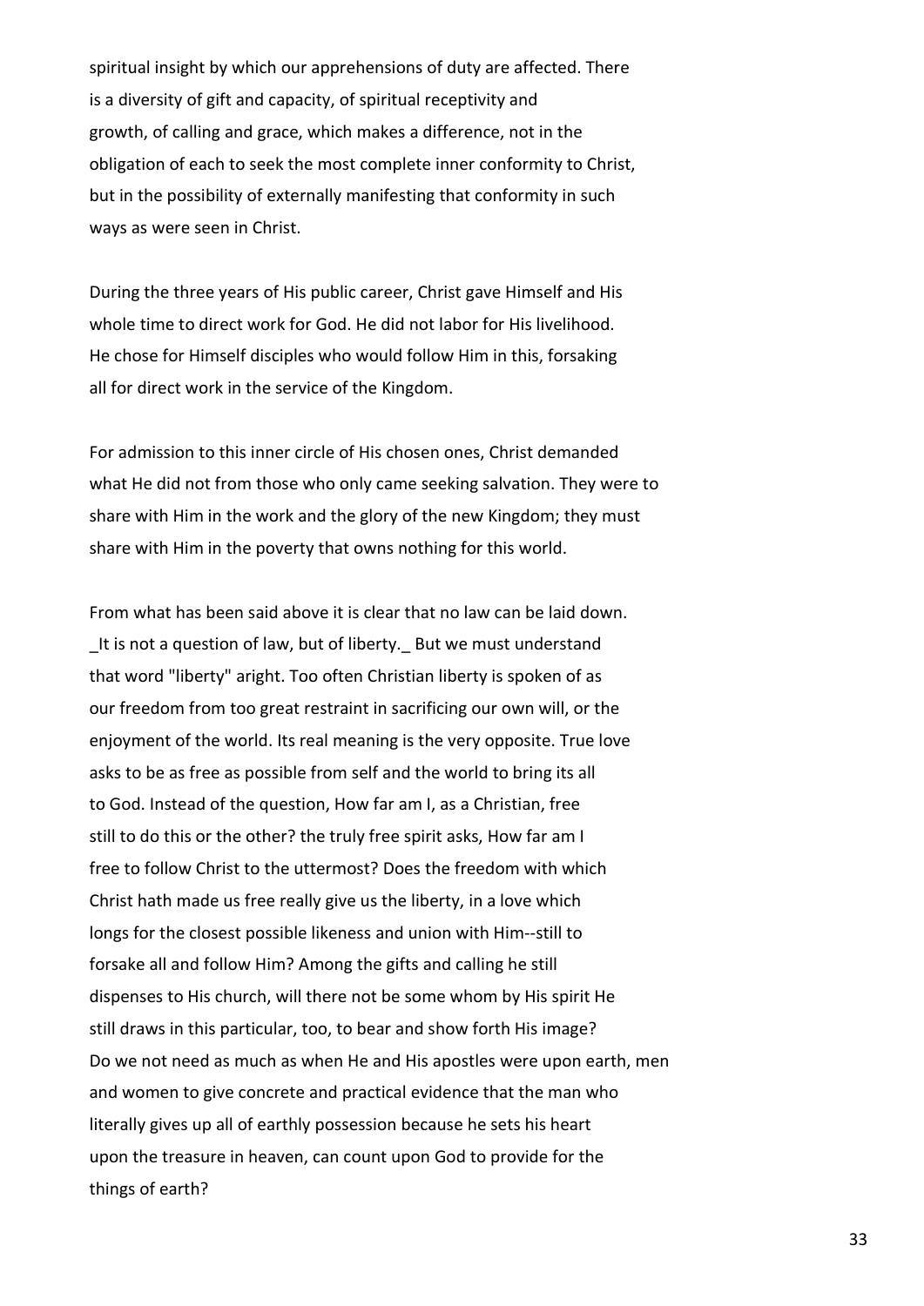spiritual insight by which our apprehensions of duty are affected. There is a diversity of gift and capacity, of spiritual receptivity and growth, of calling and grace, which makes a difference, not in the obligation of each to seek the most complete inner conformity to Christ, but in the possibility of externally manifesting that conformity in such ways as were seen in Christ.

During the three years of His public career, Christ gave Himself and His whole time to direct work for God. He did not labor for His livelihood. He chose for Himself disciples who would follow Him in this, forsaking all for direct work in the service of the Kingdom.

For admission to this inner circle of His chosen ones, Christ demanded what He did not from those who only came seeking salvation. They were to share with Him in the work and the glory of the new Kingdom; they must share with Him in the poverty that owns nothing for this world.

From what has been said above it is clear that no law can be laid down. _It is not a question of law, but of liberty._ But we must understand that word "liberty" aright. Too often Christian liberty is spoken of as our freedom from too great restraint in sacrificing our own will, or the enjoyment of the world. Its real meaning is the very opposite. True love asks to be as free as possible from self and the world to bring its all to God. Instead of the question, How far am I, as a Christian, free still to do this or the other? the truly free spirit asks, How far am I free to follow Christ to the uttermost? Does the freedom with which Christ hath made us free really give us the liberty, in a love which longs for the closest possible likeness and union with Him--still to forsake all and follow Him? Among the gifts and calling he still dispenses to His church, will there not be some whom by His spirit He still draws in this particular, too, to bear and show forth His image? Do we not need as much as when He and His apostles were upon earth, men and women to give concrete and practical evidence that the man who literally gives up all of earthly possession because he sets his heart upon the treasure in heaven, can count upon God to provide for the things of earth?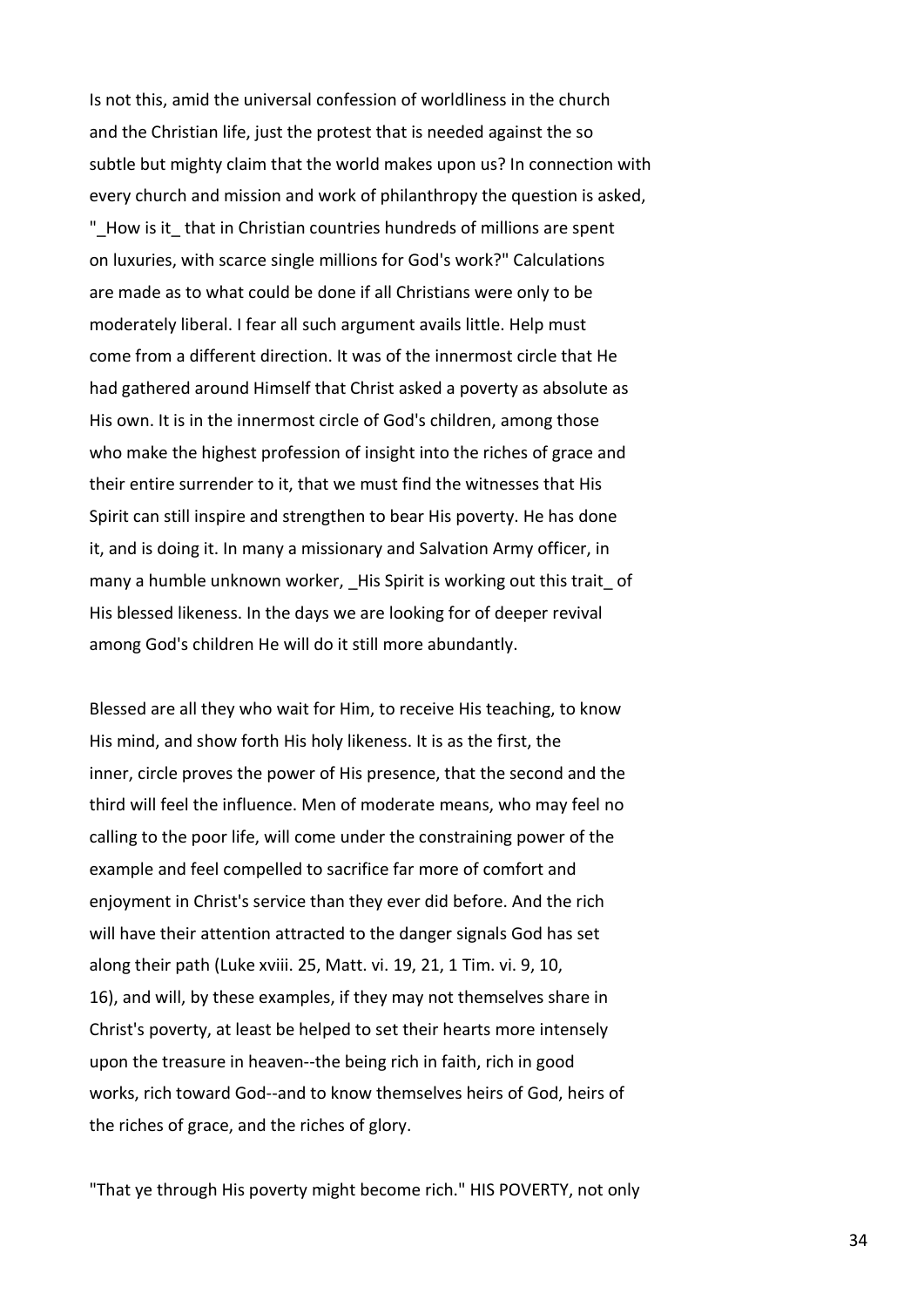Is not this, amid the universal confession of worldliness in the church and the Christian life, just the protest that is needed against the so subtle but mighty claim that the world makes upon us? In connection with every church and mission and work of philanthropy the question is asked, "_How is it_ that in Christian countries hundreds of millions are spent on luxuries, with scarce single millions for God's work?" Calculations are made as to what could be done if all Christians were only to be moderately liberal. I fear all such argument avails little. Help must come from a different direction. It was of the innermost circle that He had gathered around Himself that Christ asked a poverty as absolute as His own. It is in the innermost circle of God's children, among those who make the highest profession of insight into the riches of grace and their entire surrender to it, that we must find the witnesses that His Spirit can still inspire and strengthen to bear His poverty. He has done it, and is doing it. In many a missionary and Salvation Army officer, in many a humble unknown worker, _His Spirit is working out this trait_ of His blessed likeness. In the days we are looking for of deeper revival among God's children He will do it still more abundantly.

Blessed are all they who wait for Him, to receive His teaching, to know His mind, and show forth His holy likeness. It is as the first, the inner, circle proves the power of His presence, that the second and the third will feel the influence. Men of moderate means, who may feel no calling to the poor life, will come under the constraining power of the example and feel compelled to sacrifice far more of comfort and enjoyment in Christ's service than they ever did before. And the rich will have their attention attracted to the danger signals God has set along their path (Luke xviii. 25, Matt. vi. 19, 21, 1 Tim. vi. 9, 10, 16), and will, by these examples, if they may not themselves share in Christ's poverty, at least be helped to set their hearts more intensely upon the treasure in heaven--the being rich in faith, rich in good works, rich toward God--and to know themselves heirs of God, heirs of the riches of grace, and the riches of glory.

"That ye through His poverty might become rich." HIS POVERTY, not only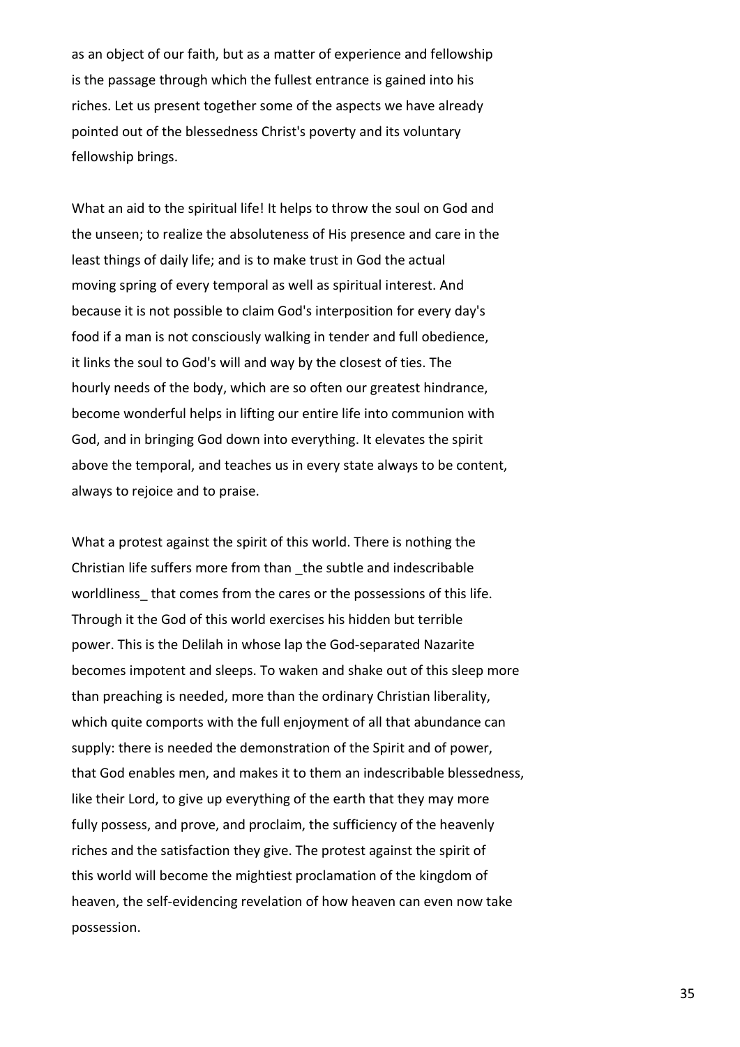as an object of our faith, but as a matter of experience and fellowship is the passage through which the fullest entrance is gained into his riches. Let us present together some of the aspects we have already pointed out of the blessedness Christ's poverty and its voluntary fellowship brings.

What an aid to the spiritual life! It helps to throw the soul on God and the unseen; to realize the absoluteness of His presence and care in the least things of daily life; and is to make trust in God the actual moving spring of every temporal as well as spiritual interest. And because it is not possible to claim God's interposition for every day's food if a man is not consciously walking in tender and full obedience, it links the soul to God's will and way by the closest of ties. The hourly needs of the body, which are so often our greatest hindrance, become wonderful helps in lifting our entire life into communion with God, and in bringing God down into everything. It elevates the spirit above the temporal, and teaches us in every state always to be content, always to rejoice and to praise.

What a protest against the spirit of this world. There is nothing the Christian life suffers more from than _the subtle and indescribable worldliness_ that comes from the cares or the possessions of this life. Through it the God of this world exercises his hidden but terrible power. This is the Delilah in whose lap the God-separated Nazarite becomes impotent and sleeps. To waken and shake out of this sleep more than preaching is needed, more than the ordinary Christian liberality, which quite comports with the full enjoyment of all that abundance can supply: there is needed the demonstration of the Spirit and of power, that God enables men, and makes it to them an indescribable blessedness, like their Lord, to give up everything of the earth that they may more fully possess, and prove, and proclaim, the sufficiency of the heavenly riches and the satisfaction they give. The protest against the spirit of this world will become the mightiest proclamation of the kingdom of heaven, the self-evidencing revelation of how heaven can even now take possession.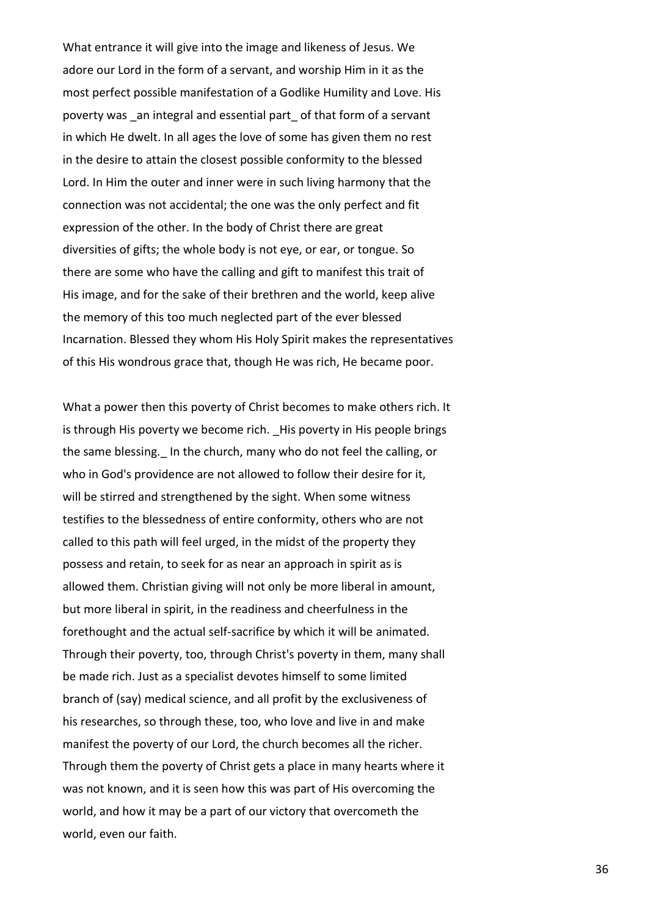What entrance it will give into the image and likeness of Jesus. We adore our Lord in the form of a servant, and worship Him in it as the most perfect possible manifestation of a Godlike Humility and Love. His poverty was _an integral and essential part_ of that form of a servant in which He dwelt. In all ages the love of some has given them no rest in the desire to attain the closest possible conformity to the blessed Lord. In Him the outer and inner were in such living harmony that the connection was not accidental; the one was the only perfect and fit expression of the other. In the body of Christ there are great diversities of gifts; the whole body is not eye, or ear, or tongue. So there are some who have the calling and gift to manifest this trait of His image, and for the sake of their brethren and the world, keep alive the memory of this too much neglected part of the ever blessed Incarnation. Blessed they whom His Holy Spirit makes the representatives of this His wondrous grace that, though He was rich, He became poor.

What a power then this poverty of Christ becomes to make others rich. It is through His poverty we become rich. _His poverty in His people brings the same blessing._ In the church, many who do not feel the calling, or who in God's providence are not allowed to follow their desire for it, will be stirred and strengthened by the sight. When some witness testifies to the blessedness of entire conformity, others who are not called to this path will feel urged, in the midst of the property they possess and retain, to seek for as near an approach in spirit as is allowed them. Christian giving will not only be more liberal in amount, but more liberal in spirit, in the readiness and cheerfulness in the forethought and the actual self-sacrifice by which it will be animated. Through their poverty, too, through Christ's poverty in them, many shall be made rich. Just as a specialist devotes himself to some limited branch of (say) medical science, and all profit by the exclusiveness of his researches, so through these, too, who love and live in and make manifest the poverty of our Lord, the church becomes all the richer. Through them the poverty of Christ gets a place in many hearts where it was not known, and it is seen how this was part of His overcoming the world, and how it may be a part of our victory that overcometh the world, even our faith.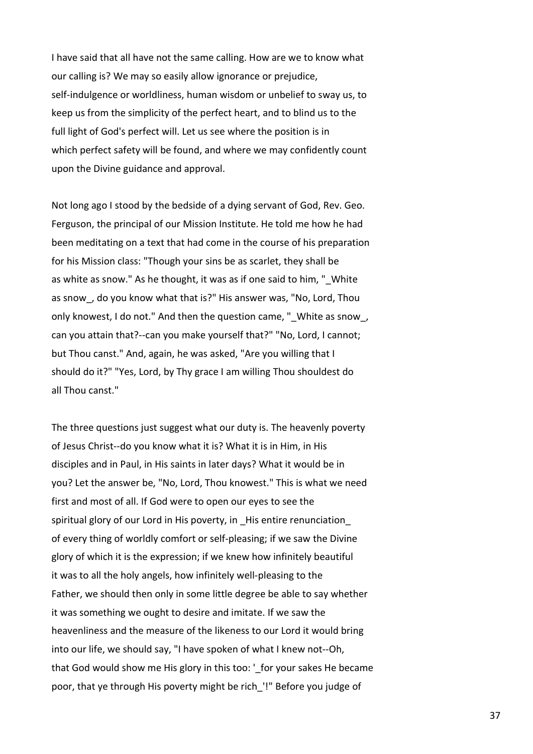I have said that all have not the same calling. How are we to know what our calling is? We may so easily allow ignorance or prejudice, self-indulgence or worldliness, human wisdom or unbelief to sway us, to keep us from the simplicity of the perfect heart, and to blind us to the full light of God's perfect will. Let us see where the position is in which perfect safety will be found, and where we may confidently count upon the Divine guidance and approval.

Not long ago I stood by the bedside of a dying servant of God, Rev. Geo. Ferguson, the principal of our Mission Institute. He told me how he had been meditating on a text that had come in the course of his preparation for his Mission class: "Though your sins be as scarlet, they shall be as white as snow." As he thought, it was as if one said to him, "_White as snow_, do you know what that is?" His answer was, "No, Lord, Thou only knowest, I do not." And then the question came, "_White as snow_, can you attain that?--can you make yourself that?" "No, Lord, I cannot; but Thou canst." And, again, he was asked, "Are you willing that I should do it?" "Yes, Lord, by Thy grace I am willing Thou shouldest do all Thou canst."

The three questions just suggest what our duty is. The heavenly poverty of Jesus Christ--do you know what it is? What it is in Him, in His disciples and in Paul, in His saints in later days? What it would be in you? Let the answer be, "No, Lord, Thou knowest." This is what we need first and most of all. If God were to open our eyes to see the spiritual glory of our Lord in His poverty, in _His entire renunciation_ of every thing of worldly comfort or self-pleasing; if we saw the Divine glory of which it is the expression; if we knew how infinitely beautiful it was to all the holy angels, how infinitely well-pleasing to the Father, we should then only in some little degree be able to say whether it was something we ought to desire and imitate. If we saw the heavenliness and the measure of the likeness to our Lord it would bring into our life, we should say, "I have spoken of what I knew not--Oh, that God would show me His glory in this too: '_for your sakes He became poor, that ye through His poverty might be rich_'!" Before you judge of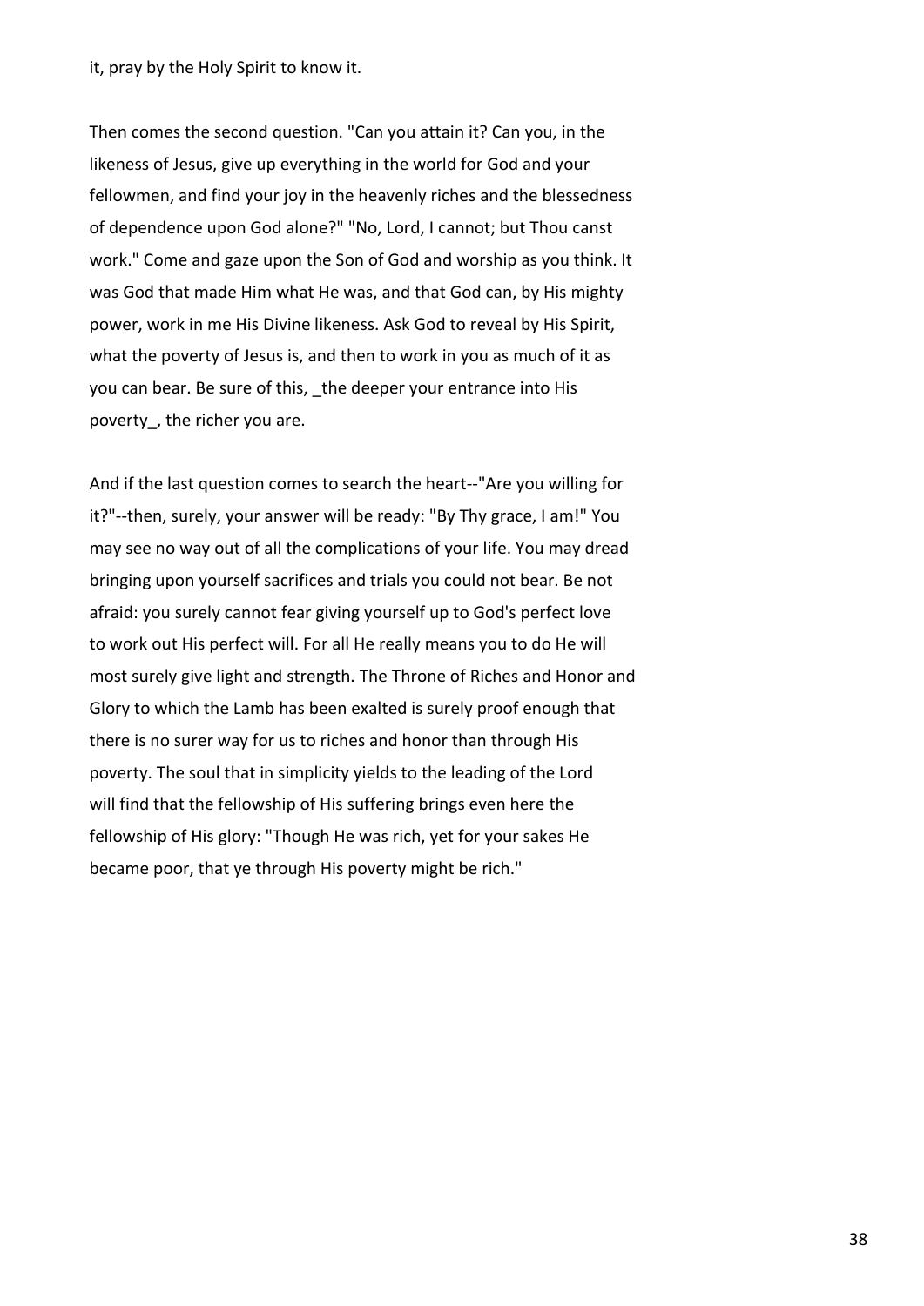it, pray by the Holy Spirit to know it.

Then comes the second question. "Can you attain it? Can you, in the likeness of Jesus, give up everything in the world for God and your fellowmen, and find your joy in the heavenly riches and the blessedness of dependence upon God alone?" "No, Lord, I cannot; but Thou canst work." Come and gaze upon the Son of God and worship as you think. It was God that made Him what He was, and that God can, by His mighty power, work in me His Divine likeness. Ask God to reveal by His Spirit, what the poverty of Jesus is, and then to work in you as much of it as you can bear. Be sure of this, _the deeper your entrance into His poverty_, the richer you are.

And if the last question comes to search the heart--"Are you willing for it?"--then, surely, your answer will be ready: "By Thy grace, I am!" You may see no way out of all the complications of your life. You may dread bringing upon yourself sacrifices and trials you could not bear. Be not afraid: you surely cannot fear giving yourself up to God's perfect love to work out His perfect will. For all He really means you to do He will most surely give light and strength. The Throne of Riches and Honor and Glory to which the Lamb has been exalted is surely proof enough that there is no surer way for us to riches and honor than through His poverty. The soul that in simplicity yields to the leading of the Lord will find that the fellowship of His suffering brings even here the fellowship of His glory: "Though He was rich, yet for your sakes He became poor, that ye through His poverty might be rich."